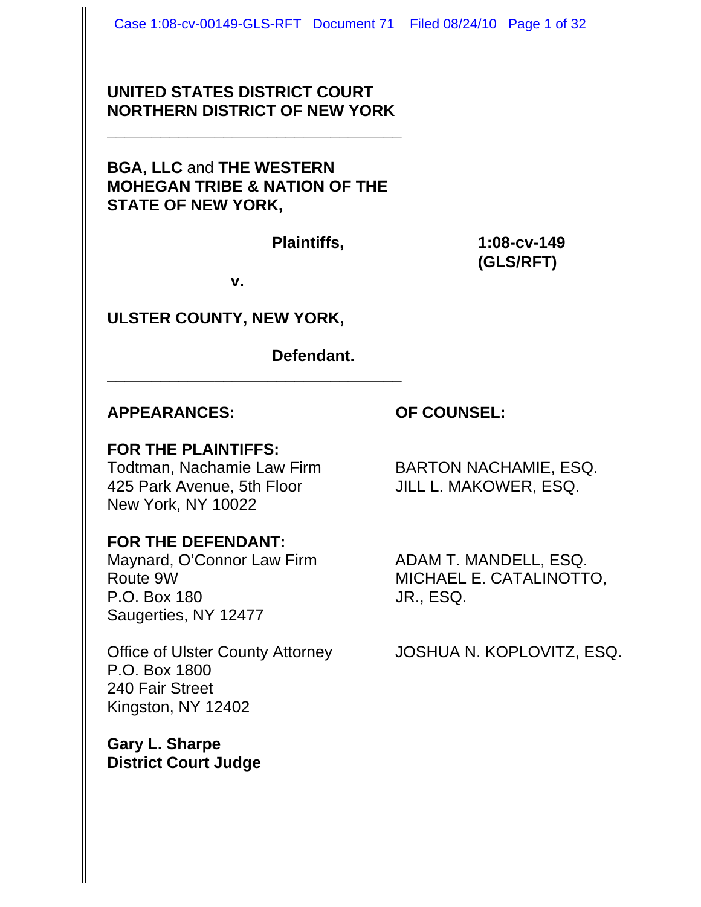**UNITED STATES DISTRICT COURT**
**NORTHERN DISTRICT OF NEW YORK**

---

**BGA, LLC** and **THE WESTERN MOHEGAN TRIBE & NATION OF THE STATE OF NEW YORK,**

**Plaintiffs,**

**1:08-cv-149 (GLS/RFT)**

**v.**

**ULSTER COUNTY, NEW YORK,**

**Defendant.**

---

| **APPEARANCES:** | **OF COUNSEL:** |
| --- | --- |
| **FOR THE PLAINTIFFS:** | |
| Todtman, Nachamie Law Firm<br>425 Park Avenue, 5th Floor<br>New York, NY 10022 | BARTON NACHAMIE, ESQ.<br>JILL L. MAKOWER, ESQ. |
| **FOR THE DEFENDANT:** | |
| Maynard, O'Connor Law Firm<br>Route 9W<br>P.O. Box 180<br>Saugerties, NY 12477 | ADAM T. MANDELL, ESQ.<br>MICHAEL E. CATALINOTTO, JR., ESQ. |
| Office of Ulster County Attorney<br>P.O. Box 1800<br>240 Fair Street<br>Kingston, NY 12402 | JOSHUA N. KOPLOVITZ, ESQ. |

**Gary L. Sharpe**
**District Court Judge**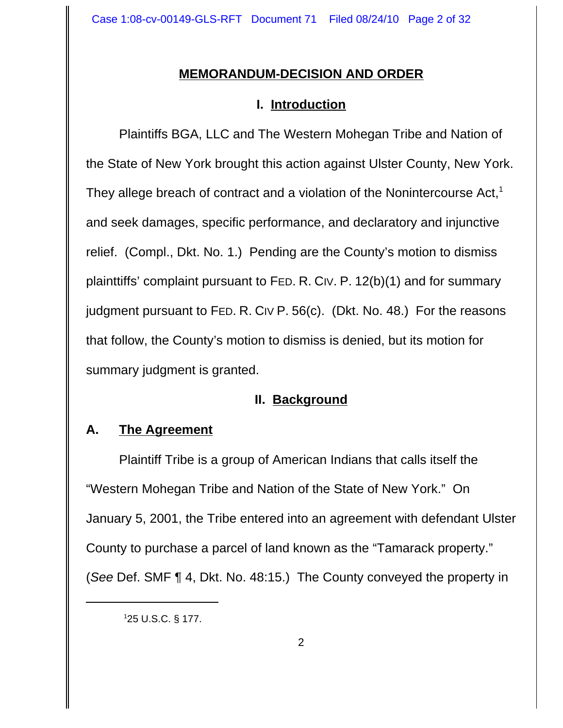## MEMORANDUM-DECISION AND ORDER

### I. Introduction

Plaintiffs BGA, LLC and The Western Mohegan Tribe and Nation of the State of New York brought this action against Ulster County, New York. They allege breach of contract and a violation of the Nonintercourse Act,[1] and seek damages, specific performance, and declaratory and injunctive relief. (Compl., Dkt. No. 1.) Pending are the County's motion to dismiss plainttiffs' complaint pursuant to FED. R. CIV. P. 12(b)(1) and for summary judgment pursuant to FED. R. CIV P. 56(c). (Dkt. No. 48.) For the reasons that follow, the County's motion to dismiss is denied, but its motion for summary judgment is granted.

### II. Background

#### A. The Agreement

Plaintiff Tribe is a group of American Indians that calls itself the "Western Mohegan Tribe and Nation of the State of New York." On January 5, 2001, the Tribe entered into an agreement with defendant Ulster County to purchase a parcel of land known as the "Tamarack property." (*See* Def. SMF ¶ 4, Dkt. No. 48:15.) The County conveyed the property in

[1] 25 U.S.C. § 177.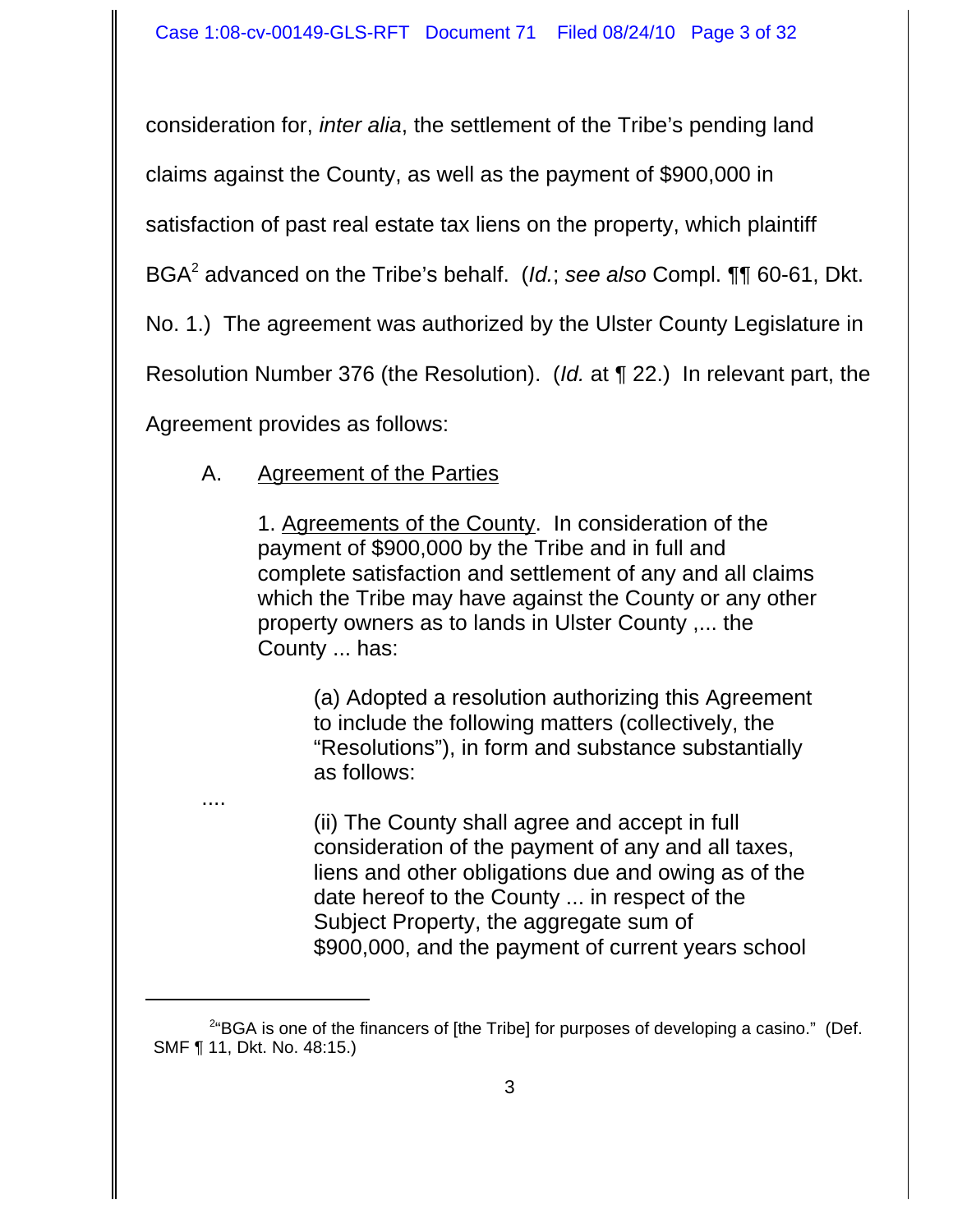consideration for, *inter alia*, the settlement of the Tribe's pending land claims against the County, as well as the payment of $900,000 in satisfaction of past real estate tax liens on the property, which plaintiff BGA[2] advanced on the Tribe's behalf. (*Id.*; *see also* Compl. ¶¶ 60-61, Dkt. No. 1.) The agreement was authorized by the Ulster County Legislature in Resolution Number 376 (the Resolution). (*Id.* at ¶ 22.) In relevant part, the Agreement provides as follows:

> A. Agreement of the Parties
>
> 1. Agreements of the County. In consideration of the payment of $900,000 by the Tribe and in full and complete satisfaction and settlement of any and all claims which the Tribe may have against the County or any other property owners as to lands in Ulster County ,... the County ... has:
>
> > (a) Adopted a resolution authorizing this Agreement to include the following matters (collectively, the "Resolutions"), in form and substance substantially as follows:
> >
> > ....
> >
> > (ii) The County shall agree and accept in full consideration of the payment of any and all taxes, liens and other obligations due and owing as of the date hereof to the County ... in respect of the Subject Property, the aggregate sum of $900,000, and the payment of current years school

---

[2] "BGA is one of the financers of [the Tribe] for purposes of developing a casino." (Def. SMF ¶ 11, Dkt. No. 48:15.)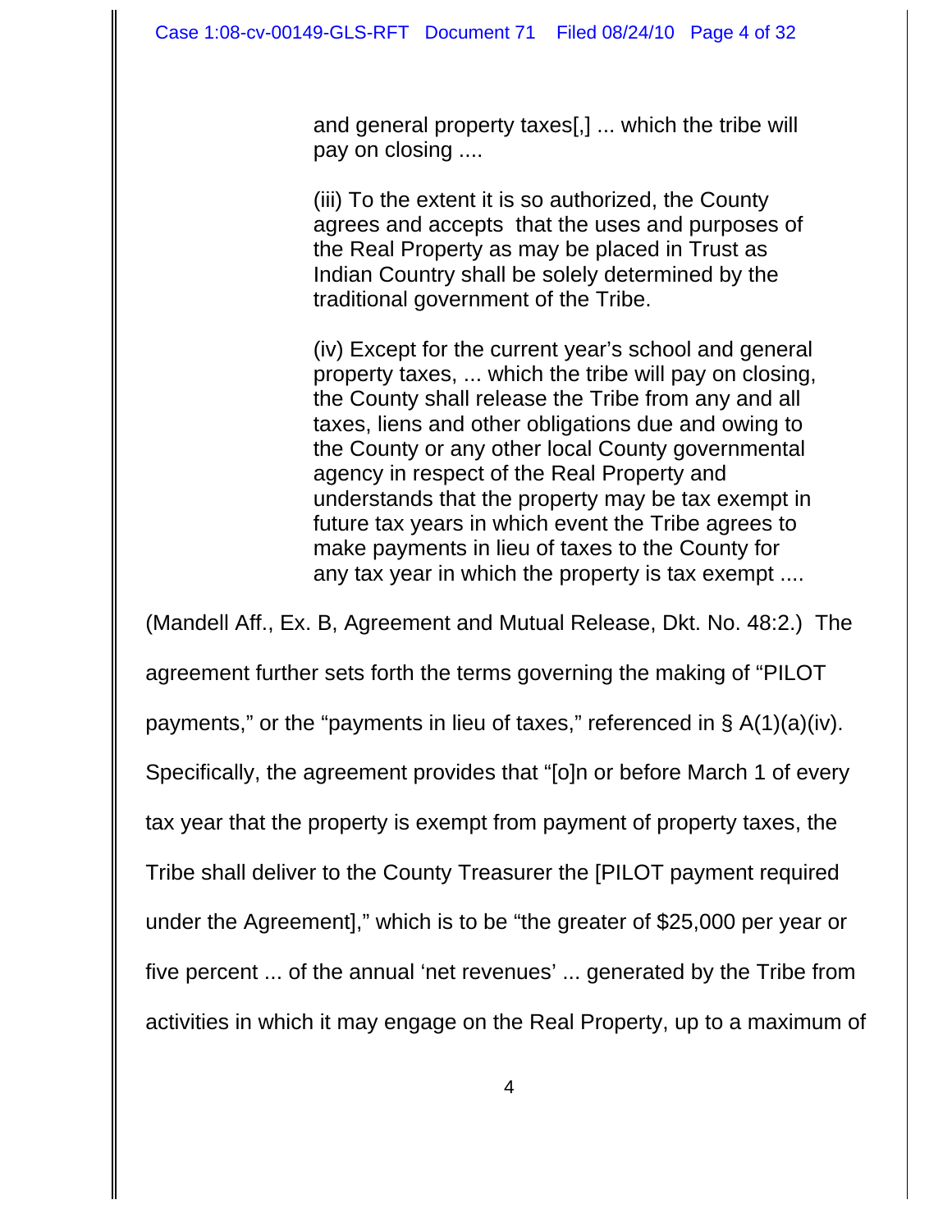> and general property taxes[,] ... which the tribe will pay on closing ....
>
> (iii) To the extent it is so authorized, the County agrees and accepts that the uses and purposes of the Real Property as may be placed in Trust as Indian Country shall be solely determined by the traditional government of the Tribe.
>
> (iv) Except for the current year's school and general property taxes, ... which the tribe will pay on closing, the County shall release the Tribe from any and all taxes, liens and other obligations due and owing to the County or any other local County governmental agency in respect of the Real Property and understands that the property may be tax exempt in future tax years in which event the Tribe agrees to make payments in lieu of taxes to the County for any tax year in which the property is tax exempt ....

(Mandell Aff., Ex. B, Agreement and Mutual Release, Dkt. No. 48:2.) The agreement further sets forth the terms governing the making of "PILOT payments," or the "payments in lieu of taxes," referenced in § A(1)(a)(iv). Specifically, the agreement provides that "[o]n or before March 1 of every tax year that the property is exempt from payment of property taxes, the Tribe shall deliver to the County Treasurer the [PILOT payment required under the Agreement]," which is to be "the greater of $25,000 per year or five percent ... of the annual 'net revenues' ... generated by the Tribe from activities in which it may engage on the Real Property, up to a maximum of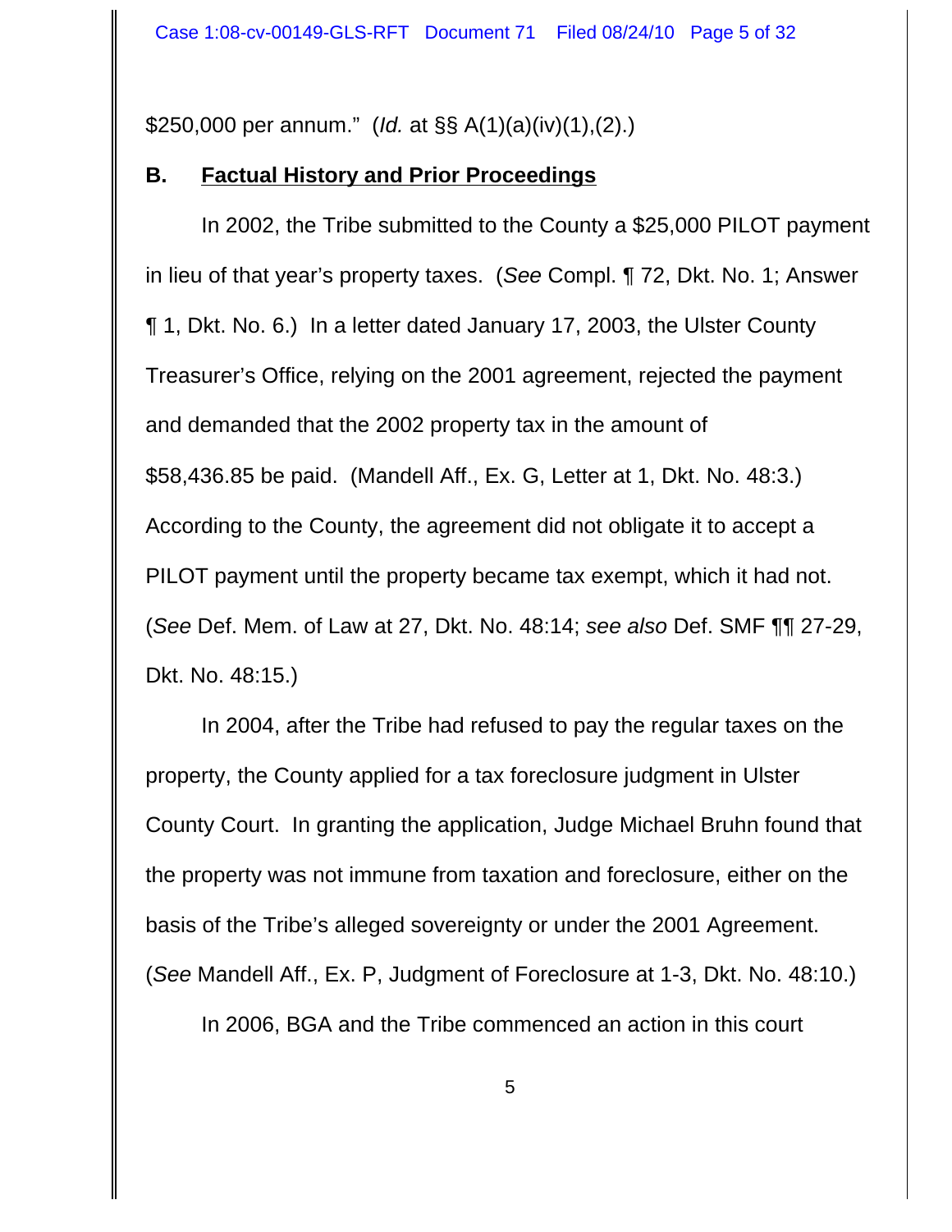$250,000 per annum." (*Id.* at §§ A(1)(a)(iv)(1),(2).)

## B. **Factual History and Prior Proceedings**

In 2002, the Tribe submitted to the County a $25,000 PILOT payment in lieu of that year's property taxes. (*See* Compl. ¶ 72, Dkt. No. 1; Answer ¶ 1, Dkt. No. 6.) In a letter dated January 17, 2003, the Ulster County Treasurer's Office, relying on the 2001 agreement, rejected the payment and demanded that the 2002 property tax in the amount of $58,436.85 be paid. (Mandell Aff., Ex. G, Letter at 1, Dkt. No. 48:3.) According to the County, the agreement did not obligate it to accept a PILOT payment until the property became tax exempt, which it had not. (*See* Def. Mem. of Law at 27, Dkt. No. 48:14; *see also* Def. SMF ¶¶ 27-29, Dkt. No. 48:15.)

In 2004, after the Tribe had refused to pay the regular taxes on the property, the County applied for a tax foreclosure judgment in Ulster County Court. In granting the application, Judge Michael Bruhn found that the property was not immune from taxation and foreclosure, either on the basis of the Tribe's alleged sovereignty or under the 2001 Agreement. (*See* Mandell Aff., Ex. P, Judgment of Foreclosure at 1-3, Dkt. No. 48:10.)

In 2006, BGA and the Tribe commenced an action in this court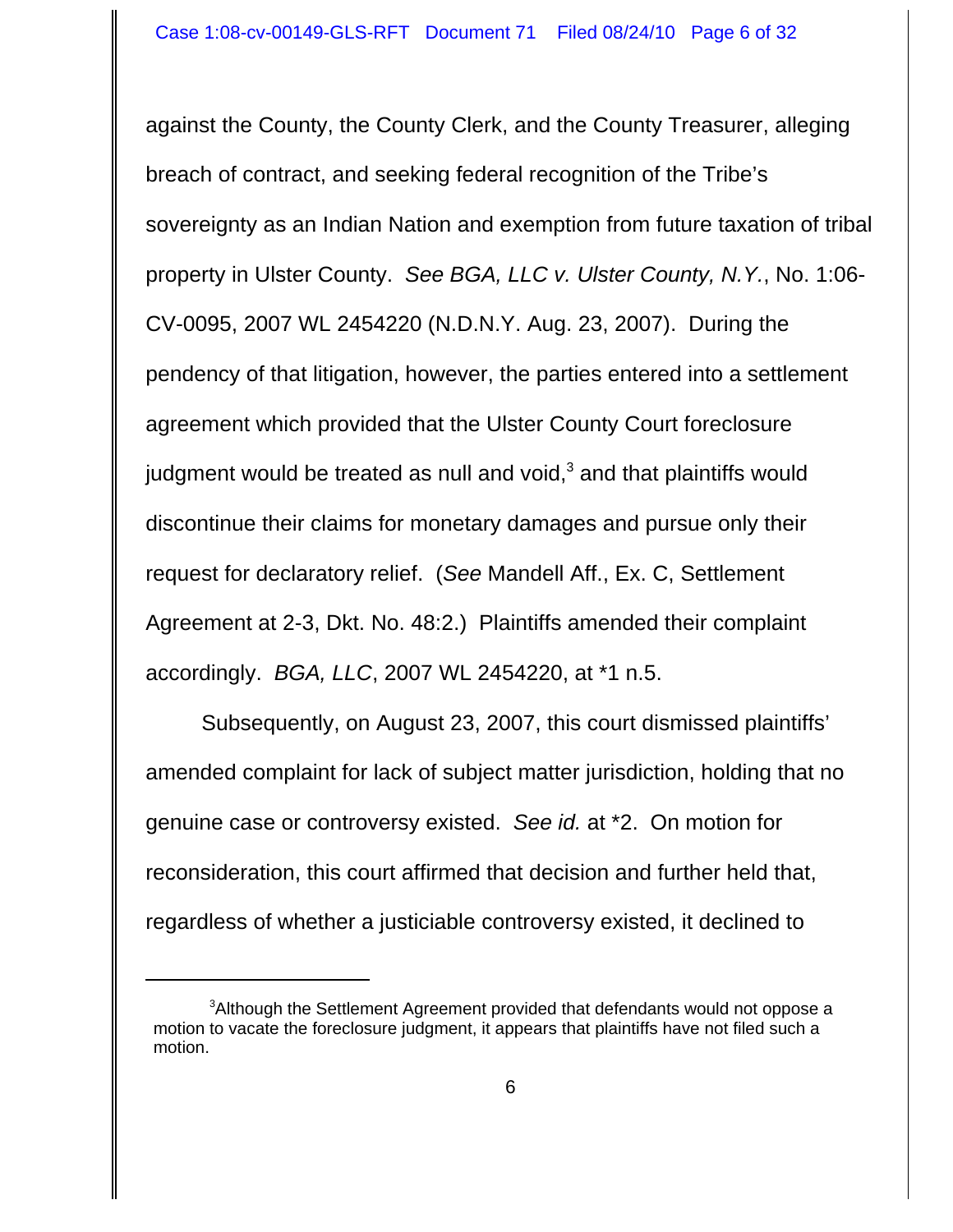against the County, the County Clerk, and the County Treasurer, alleging breach of contract, and seeking federal recognition of the Tribe's sovereignty as an Indian Nation and exemption from future taxation of tribal property in Ulster County. *See BGA, LLC v. Ulster County, N.Y.*, No. 1:06-CV-0095, 2007 WL 2454220 (N.D.N.Y. Aug. 23, 2007). During the pendency of that litigation, however, the parties entered into a settlement agreement which provided that the Ulster County Court foreclosure judgment would be treated as null and void,[3] and that plaintiffs would discontinue their claims for monetary damages and pursue only their request for declaratory relief. (*See* Mandell Aff., Ex. C, Settlement Agreement at 2-3, Dkt. No. 48:2.) Plaintiffs amended their complaint accordingly. *BGA, LLC*, 2007 WL 2454220, at *1 n.5.

Subsequently, on August 23, 2007, this court dismissed plaintiffs' amended complaint for lack of subject matter jurisdiction, holding that no genuine case or controversy existed. *See id.* at *2. On motion for reconsideration, this court affirmed that decision and further held that, regardless of whether a justiciable controversy existed, it declined to

---

[3]Although the Settlement Agreement provided that defendants would not oppose a motion to vacate the foreclosure judgment, it appears that plaintiffs have not filed such a motion.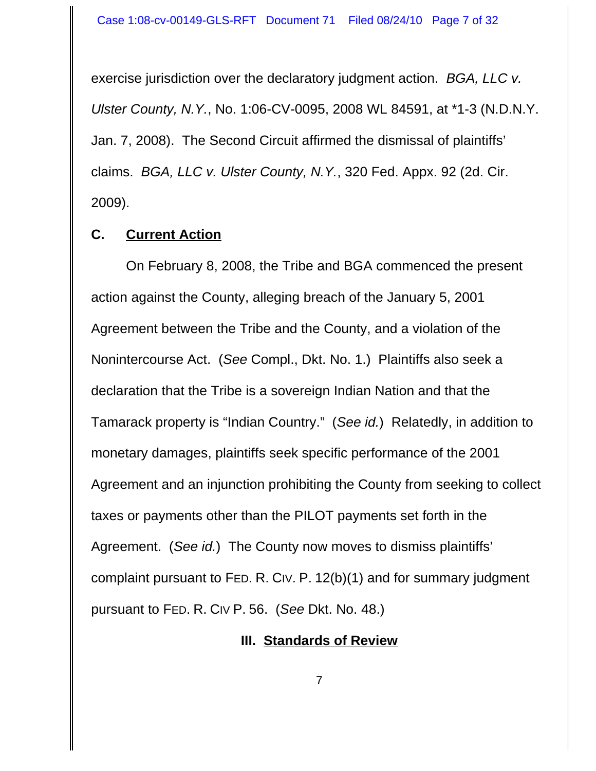exercise jurisdiction over the declaratory judgment action. *BGA, LLC v. Ulster County, N.Y.*, No. 1:06-CV-0095, 2008 WL 84591, at *1-3 (N.D.N.Y. Jan. 7, 2008). The Second Circuit affirmed the dismissal of plaintiffs' claims. *BGA, LLC v. Ulster County, N.Y.*, 320 Fed. Appx. 92 (2d. Cir. 2009).

### C. Current Action

On February 8, 2008, the Tribe and BGA commenced the present action against the County, alleging breach of the January 5, 2001 Agreement between the Tribe and the County, and a violation of the Nonintercourse Act. (*See* Compl., Dkt. No. 1.) Plaintiffs also seek a declaration that the Tribe is a sovereign Indian Nation and that the Tamarack property is "Indian Country." (*See id.*) Relatedly, in addition to monetary damages, plaintiffs seek specific performance of the 2001 Agreement and an injunction prohibiting the County from seeking to collect taxes or payments other than the PILOT payments set forth in the Agreement. (*See id.*) The County now moves to dismiss plaintiffs' complaint pursuant to FED. R. CIV. P. 12(b)(1) and for summary judgment pursuant to FED. R. CIV P. 56. (*See* Dkt. No. 48.)

## III. Standards of Review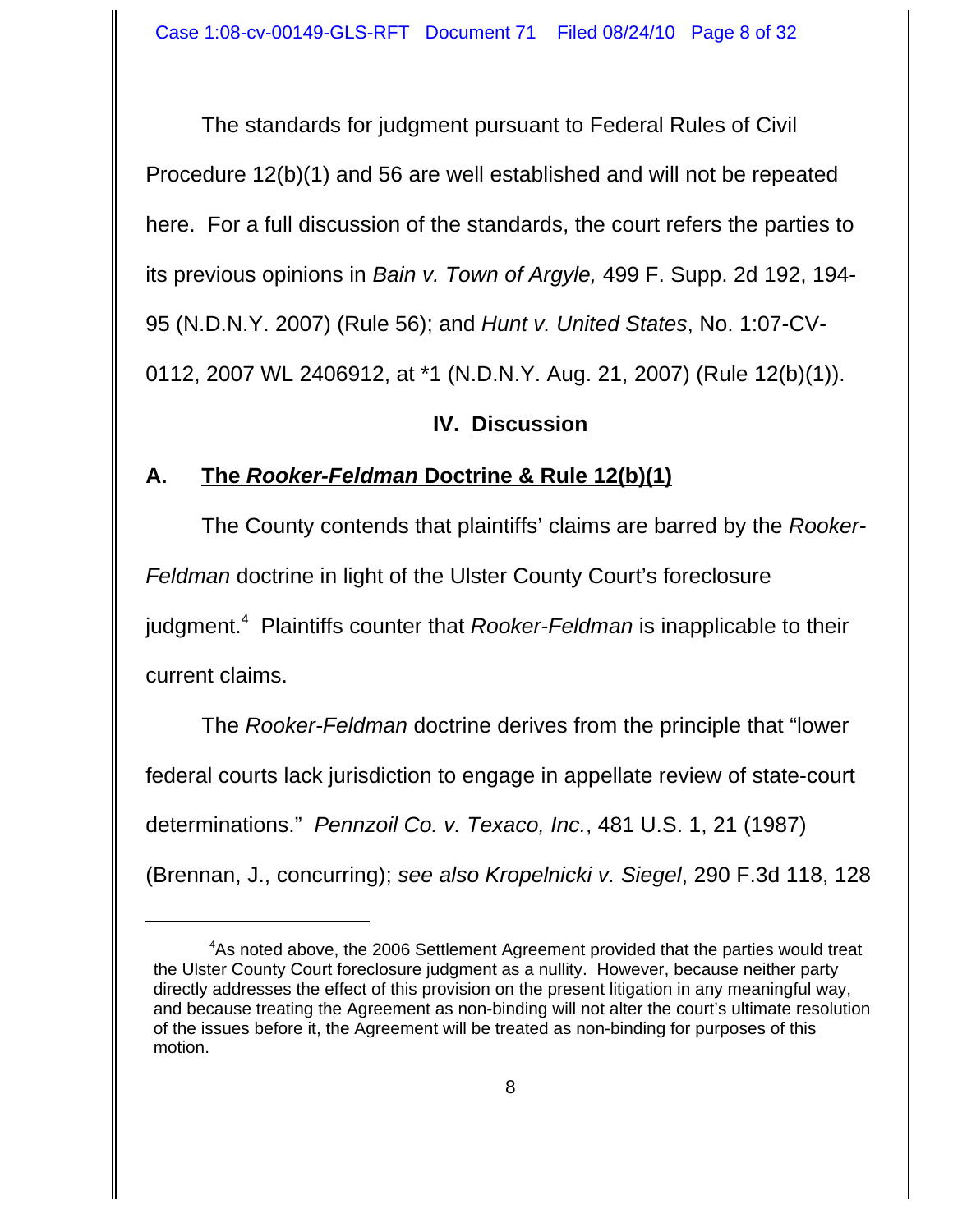The standards for judgment pursuant to Federal Rules of Civil Procedure 12(b)(1) and 56 are well established and will not be repeated here. For a full discussion of the standards, the court refers the parties to its previous opinions in *Bain v. Town of Argyle,* 499 F. Supp. 2d 192, 194-95 (N.D.N.Y. 2007) (Rule 56); and *Hunt v. United States*, No. 1:07-CV-0112, 2007 WL 2406912, at *1 (N.D.N.Y. Aug. 21, 2007) (Rule 12(b)(1)).

## IV. Discussion

### A. The *Rooker-Feldman* Doctrine & Rule 12(b)(1)

The County contends that plaintiffs' claims are barred by the *Rooker-Feldman* doctrine in light of the Ulster County Court's foreclosure judgment.[4] Plaintiffs counter that *Rooker-Feldman* is inapplicable to their current claims.

The *Rooker-Feldman* doctrine derives from the principle that "lower federal courts lack jurisdiction to engage in appellate review of state-court determinations." *Pennzoil Co. v. Texaco, Inc.*, 481 U.S. 1, 21 (1987) (Brennan, J., concurring); *see also Kropelnicki v. Siegel*, 290 F.3d 118, 128

---

[4]As noted above, the 2006 Settlement Agreement provided that the parties would treat the Ulster County Court foreclosure judgment as a nullity. However, because neither party directly addresses the effect of this provision on the present litigation in any meaningful way, and because treating the Agreement as non-binding will not alter the court's ultimate resolution of the issues before it, the Agreement will be treated as non-binding for purposes of this motion.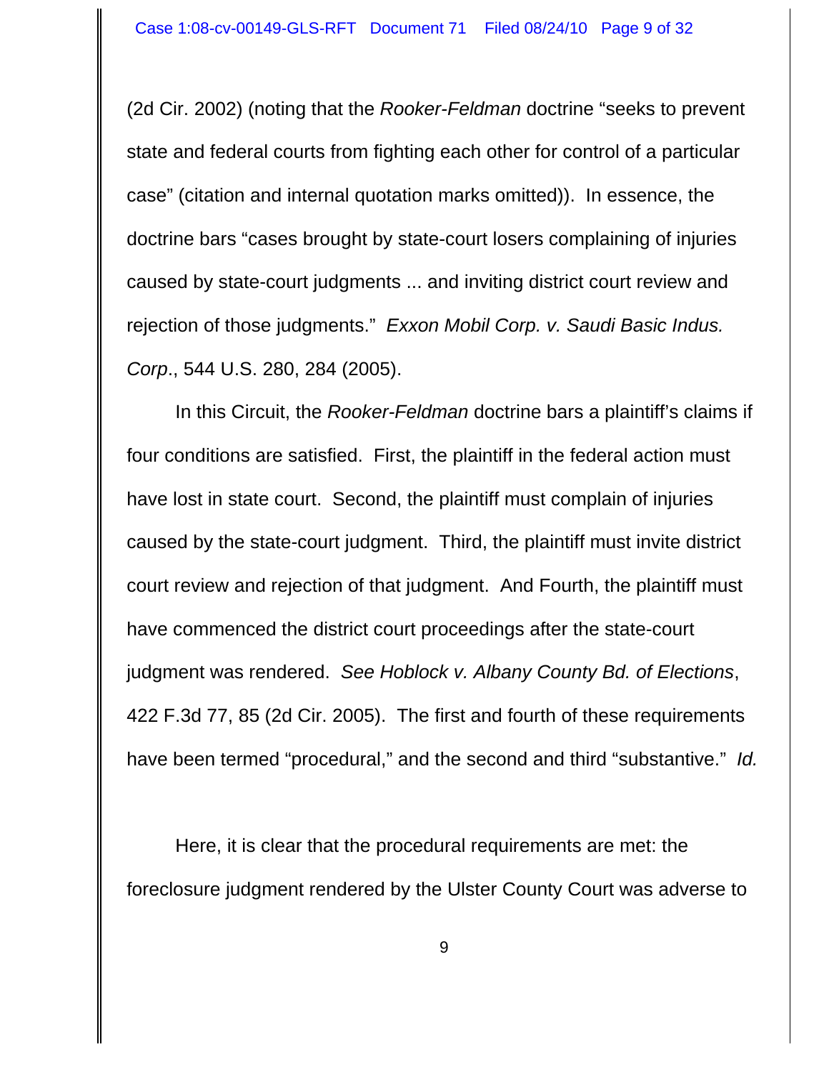(2d Cir. 2002) (noting that the *Rooker-Feldman* doctrine "seeks to prevent state and federal courts from fighting each other for control of a particular case" (citation and internal quotation marks omitted)). In essence, the doctrine bars "cases brought by state-court losers complaining of injuries caused by state-court judgments ... and inviting district court review and rejection of those judgments." *Exxon Mobil Corp. v. Saudi Basic Indus. Corp*., 544 U.S. 280, 284 (2005).

In this Circuit, the *Rooker-Feldman* doctrine bars a plaintiff's claims if four conditions are satisfied. First, the plaintiff in the federal action must have lost in state court. Second, the plaintiff must complain of injuries caused by the state-court judgment. Third, the plaintiff must invite district court review and rejection of that judgment. And Fourth, the plaintiff must have commenced the district court proceedings after the state-court judgment was rendered. *See Hoblock v. Albany County Bd. of Elections*, 422 F.3d 77, 85 (2d Cir. 2005). The first and fourth of these requirements have been termed "procedural," and the second and third "substantive." *Id.*

Here, it is clear that the procedural requirements are met: the foreclosure judgment rendered by the Ulster County Court was adverse to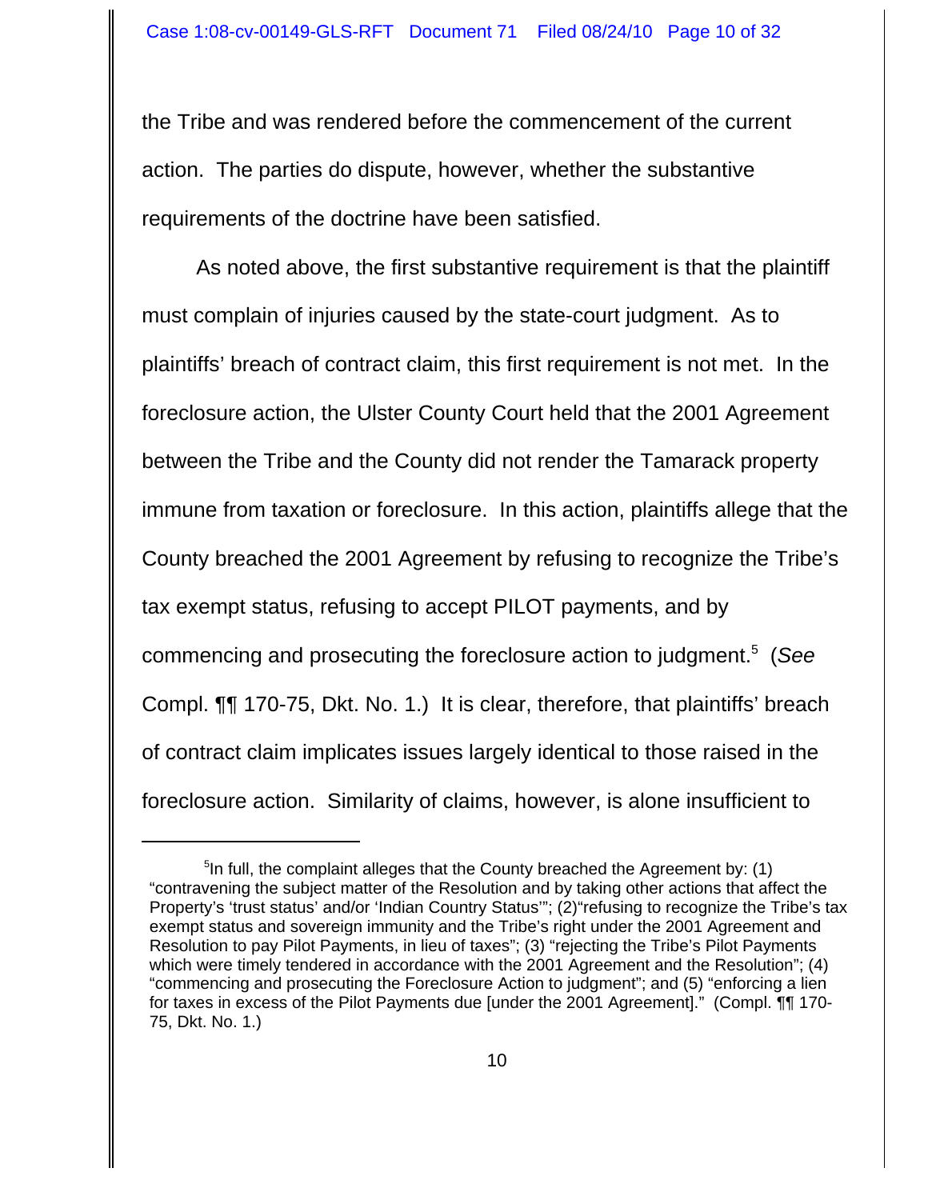the Tribe and was rendered before the commencement of the current action. The parties do dispute, however, whether the substantive requirements of the doctrine have been satisfied.

As noted above, the first substantive requirement is that the plaintiff must complain of injuries caused by the state-court judgment. As to plaintiffs' breach of contract claim, this first requirement is not met. In the foreclosure action, the Ulster County Court held that the 2001 Agreement between the Tribe and the County did not render the Tamarack property immune from taxation or foreclosure. In this action, plaintiffs allege that the County breached the 2001 Agreement by refusing to recognize the Tribe's tax exempt status, refusing to accept PILOT payments, and by commencing and prosecuting the foreclosure action to judgment.[5] (*See* Compl. ¶¶ 170-75, Dkt. No. 1.) It is clear, therefore, that plaintiffs' breach of contract claim implicates issues largely identical to those raised in the foreclosure action. Similarity of claims, however, is alone insufficient to

---

[5]In full, the complaint alleges that the County breached the Agreement by: (1) "contravening the subject matter of the Resolution and by taking other actions that affect the Property's 'trust status' and/or 'Indian Country Status'"; (2)"refusing to recognize the Tribe's tax exempt status and sovereign immunity and the Tribe's right under the 2001 Agreement and Resolution to pay Pilot Payments, in lieu of taxes"; (3) "rejecting the Tribe's Pilot Payments which were timely tendered in accordance with the 2001 Agreement and the Resolution"; (4) "commencing and prosecuting the Foreclosure Action to judgment"; and (5) "enforcing a lien for taxes in excess of the Pilot Payments due [under the 2001 Agreement]." (Compl. ¶¶ 170-75, Dkt. No. 1.)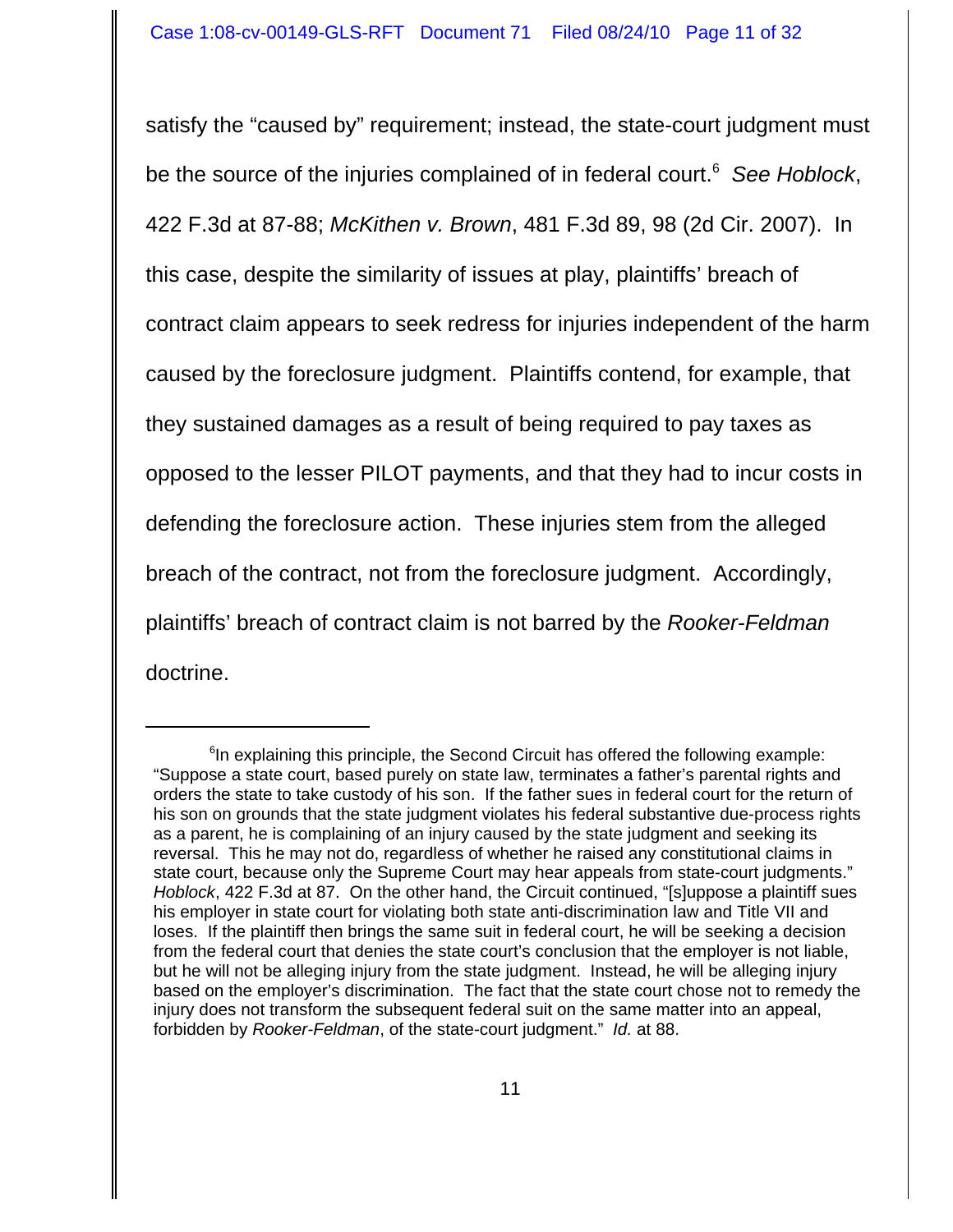satisfy the "caused by" requirement; instead, the state-court judgment must be the source of the injuries complained of in federal court.[6] *See Hoblock*, 422 F.3d at 87-88; *McKithen v. Brown*, 481 F.3d 89, 98 (2d Cir. 2007). In this case, despite the similarity of issues at play, plaintiffs' breach of contract claim appears to seek redress for injuries independent of the harm caused by the foreclosure judgment. Plaintiffs contend, for example, that they sustained damages as a result of being required to pay taxes as opposed to the lesser PILOT payments, and that they had to incur costs in defending the foreclosure action. These injuries stem from the alleged breach of the contract, not from the foreclosure judgment. Accordingly, plaintiffs' breach of contract claim is not barred by the *Rooker-Feldman* doctrine.

---

[6] In explaining this principle, the Second Circuit has offered the following example: "Suppose a state court, based purely on state law, terminates a father's parental rights and orders the state to take custody of his son. If the father sues in federal court for the return of his son on grounds that the state judgment violates his federal substantive due-process rights as a parent, he is complaining of an injury caused by the state judgment and seeking its reversal. This he may not do, regardless of whether he raised any constitutional claims in state court, because only the Supreme Court may hear appeals from state-court judgments." *Hoblock*, 422 F.3d at 87. On the other hand, the Circuit continued, "[s]uppose a plaintiff sues his employer in state court for violating both state anti-discrimination law and Title VII and loses. If the plaintiff then brings the same suit in federal court, he will be seeking a decision from the federal court that denies the state court's conclusion that the employer is not liable, but he will not be alleging injury from the state judgment. Instead, he will be alleging injury based on the employer's discrimination. The fact that the state court chose not to remedy the injury does not transform the subsequent federal suit on the same matter into an appeal, forbidden by *Rooker-Feldman*, of the state-court judgment." *Id.* at 88.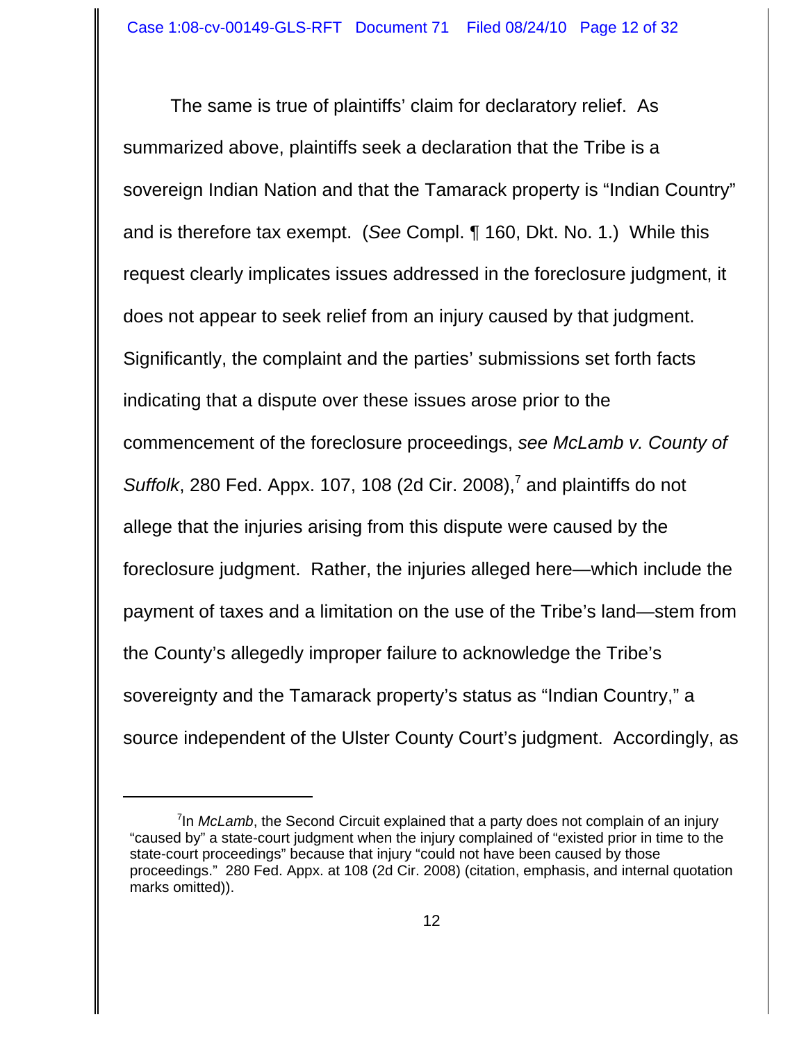The same is true of plaintiffs' claim for declaratory relief. As summarized above, plaintiffs seek a declaration that the Tribe is a sovereign Indian Nation and that the Tamarack property is "Indian Country" and is therefore tax exempt. (*See* Compl. ¶ 160, Dkt. No. 1.) While this request clearly implicates issues addressed in the foreclosure judgment, it does not appear to seek relief from an injury caused by that judgment. Significantly, the complaint and the parties' submissions set forth facts indicating that a dispute over these issues arose prior to the commencement of the foreclosure proceedings, *see McLamb v. County of Suffolk*, 280 Fed. Appx. 107, 108 (2d Cir. 2008),[7] and plaintiffs do not allege that the injuries arising from this dispute were caused by the foreclosure judgment. Rather, the injuries alleged here—which include the payment of taxes and a limitation on the use of the Tribe's land—stem from the County's allegedly improper failure to acknowledge the Tribe's sovereignty and the Tamarack property's status as "Indian Country," a source independent of the Ulster County Court's judgment. Accordingly, as

---

[7]In *McLamb*, the Second Circuit explained that a party does not complain of an injury "caused by" a state-court judgment when the injury complained of "existed prior in time to the state-court proceedings" because that injury "could not have been caused by those proceedings." 280 Fed. Appx. at 108 (2d Cir. 2008) (citation, emphasis, and internal quotation marks omitted)).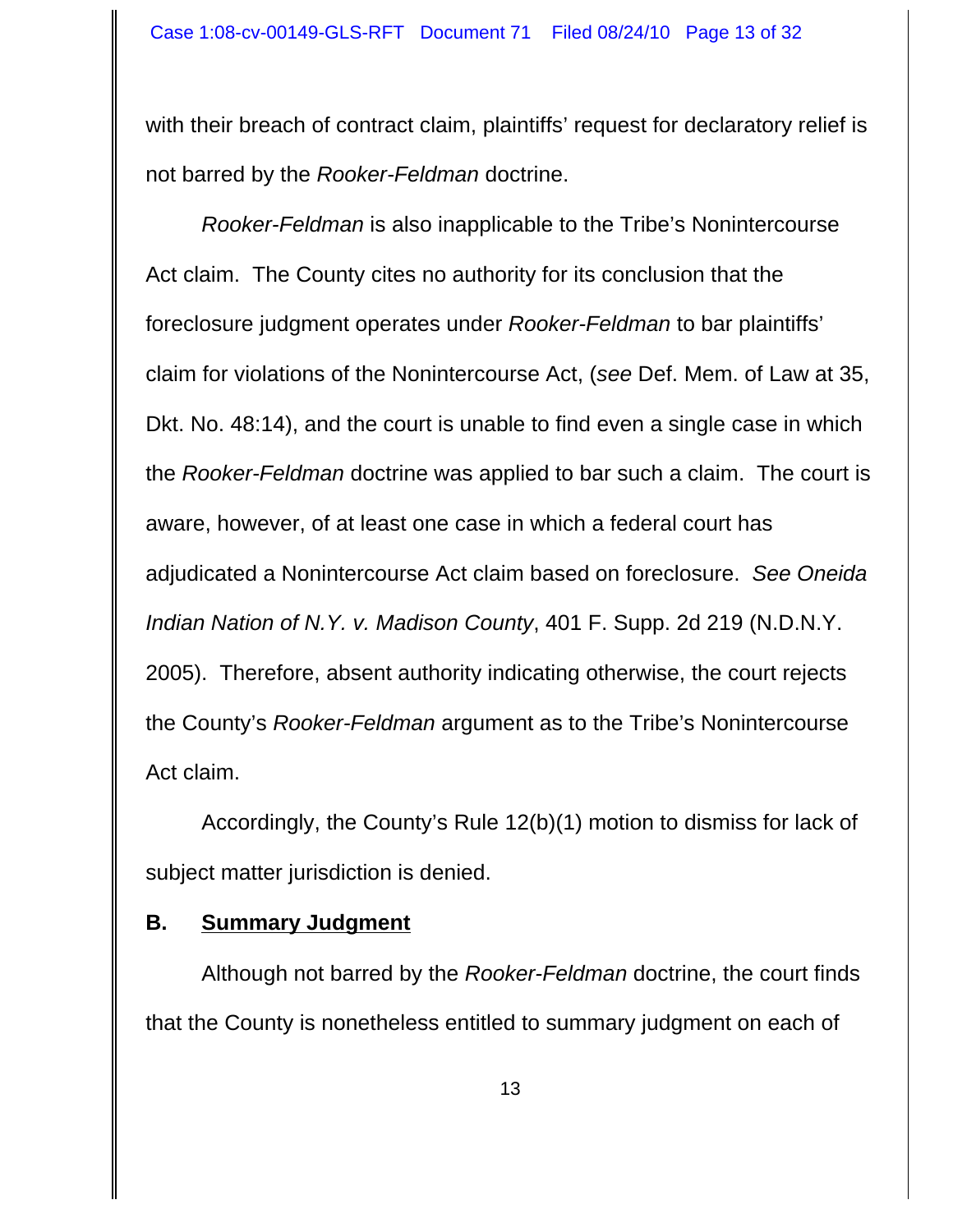with their breach of contract claim, plaintiffs' request for declaratory relief is not barred by the *Rooker-Feldman* doctrine.

*Rooker-Feldman* is also inapplicable to the Tribe's Nonintercourse Act claim. The County cites no authority for its conclusion that the foreclosure judgment operates under *Rooker-Feldman* to bar plaintiffs' claim for violations of the Nonintercourse Act, (*see* Def. Mem. of Law at 35, Dkt. No. 48:14), and the court is unable to find even a single case in which the *Rooker-Feldman* doctrine was applied to bar such a claim. The court is aware, however, of at least one case in which a federal court has adjudicated a Nonintercourse Act claim based on foreclosure. *See Oneida Indian Nation of N.Y. v. Madison County*, 401 F. Supp. 2d 219 (N.D.N.Y. 2005). Therefore, absent authority indicating otherwise, the court rejects the County's *Rooker-Feldman* argument as to the Tribe's Nonintercourse Act claim.

Accordingly, the County's Rule 12(b)(1) motion to dismiss for lack of subject matter jurisdiction is denied.

### B. Summary Judgment

Although not barred by the *Rooker-Feldman* doctrine, the court finds that the County is nonetheless entitled to summary judgment on each of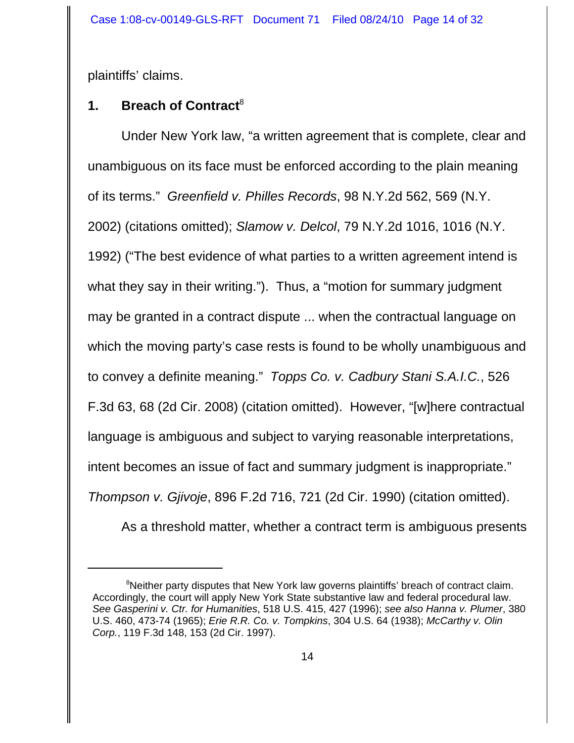plaintiffs' claims.

### 1. Breach of Contract[8]

Under New York law, "a written agreement that is complete, clear and unambiguous on its face must be enforced according to the plain meaning of its terms." *Greenfield v. Philles Records*, 98 N.Y.2d 562, 569 (N.Y. 2002) (citations omitted); *Slamow v. Delcol*, 79 N.Y.2d 1016, 1016 (N.Y. 1992) ("The best evidence of what parties to a written agreement intend is what they say in their writing."). Thus, a "motion for summary judgment may be granted in a contract dispute ... when the contractual language on which the moving party's case rests is found to be wholly unambiguous and to convey a definite meaning." *Topps Co. v. Cadbury Stani S.A.I.C.*, 526 F.3d 63, 68 (2d Cir. 2008) (citation omitted). However, "[w]here contractual language is ambiguous and subject to varying reasonable interpretations, intent becomes an issue of fact and summary judgment is inappropriate." *Thompson v. Gjivoje*, 896 F.2d 716, 721 (2d Cir. 1990) (citation omitted).

As a threshold matter, whether a contract term is ambiguous presents

---

[8]Neither party disputes that New York law governs plaintiffs' breach of contract claim. Accordingly, the court will apply New York State substantive law and federal procedural law. *See Gasperini v. Ctr. for Humanities*, 518 U.S. 415, 427 (1996); *see also Hanna v. Plumer*, 380 U.S. 460, 473-74 (1965); *Erie R.R. Co. v. Tompkins*, 304 U.S. 64 (1938); *McCarthy v. Olin Corp.*, 119 F.3d 148, 153 (2d Cir. 1997).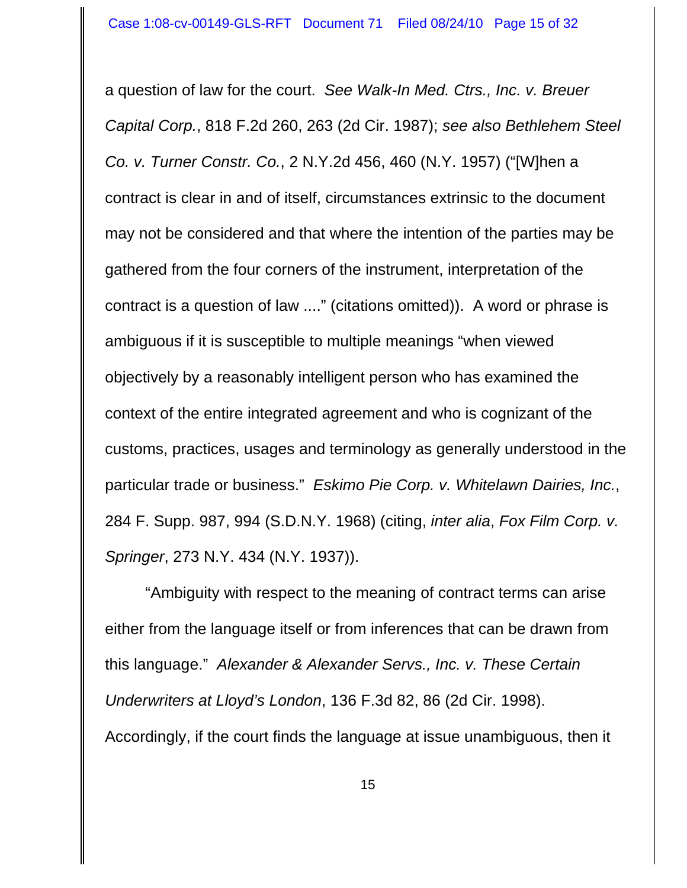a question of law for the court. *See Walk-In Med. Ctrs., Inc. v. Breuer Capital Corp.*, 818 F.2d 260, 263 (2d Cir. 1987); *see also Bethlehem Steel Co. v. Turner Constr. Co.*, 2 N.Y.2d 456, 460 (N.Y. 1957) ("[W]hen a contract is clear in and of itself, circumstances extrinsic to the document may not be considered and that where the intention of the parties may be gathered from the four corners of the instrument, interpretation of the contract is a question of law ...." (citations omitted)). A word or phrase is ambiguous if it is susceptible to multiple meanings "when viewed objectively by a reasonably intelligent person who has examined the context of the entire integrated agreement and who is cognizant of the customs, practices, usages and terminology as generally understood in the particular trade or business." *Eskimo Pie Corp. v. Whitelawn Dairies, Inc.*, 284 F. Supp. 987, 994 (S.D.N.Y. 1968) (citing, *inter alia*, *Fox Film Corp. v. Springer*, 273 N.Y. 434 (N.Y. 1937)).

"Ambiguity with respect to the meaning of contract terms can arise either from the language itself or from inferences that can be drawn from this language." *Alexander & Alexander Servs., Inc. v. These Certain Underwriters at Lloyd's London*, 136 F.3d 82, 86 (2d Cir. 1998). Accordingly, if the court finds the language at issue unambiguous, then it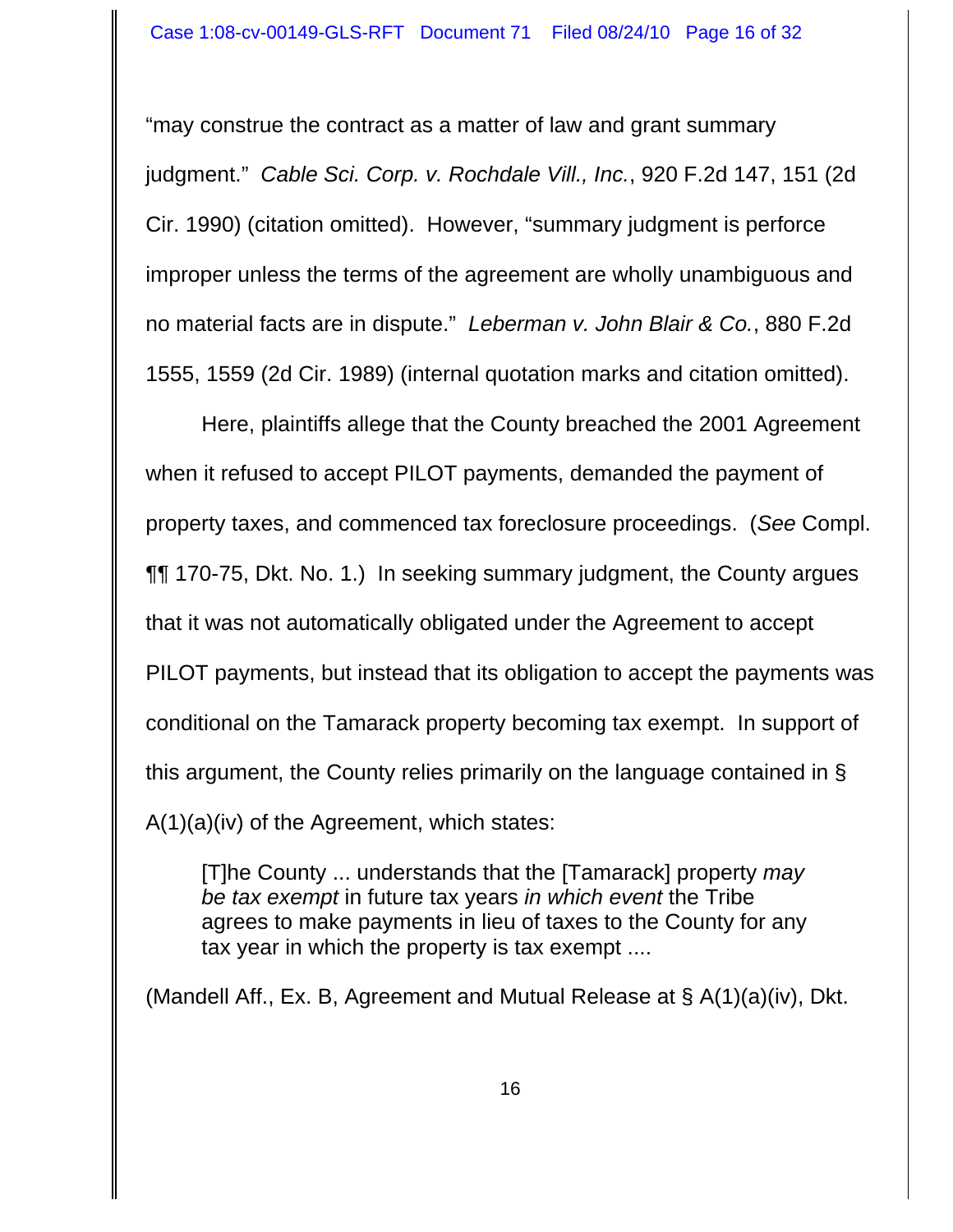"may construe the contract as a matter of law and grant summary judgment." *Cable Sci. Corp. v. Rochdale Vill., Inc.*, 920 F.2d 147, 151 (2d Cir. 1990) (citation omitted). However, "summary judgment is perforce improper unless the terms of the agreement are wholly unambiguous and no material facts are in dispute." *Leberman v. John Blair & Co.*, 880 F.2d 1555, 1559 (2d Cir. 1989) (internal quotation marks and citation omitted).

Here, plaintiffs allege that the County breached the 2001 Agreement when it refused to accept PILOT payments, demanded the payment of property taxes, and commenced tax foreclosure proceedings. (*See* Compl. ¶¶ 170-75, Dkt. No. 1.) In seeking summary judgment, the County argues that it was not automatically obligated under the Agreement to accept PILOT payments, but instead that its obligation to accept the payments was conditional on the Tamarack property becoming tax exempt. In support of this argument, the County relies primarily on the language contained in § A(1)(a)(iv) of the Agreement, which states:

> [T]he County ... understands that the [Tamarack] property *may be tax exempt* in future tax years *in which event* the Tribe agrees to make payments in lieu of taxes to the County for any tax year in which the property is tax exempt ....

(Mandell Aff., Ex. B, Agreement and Mutual Release at § A(1)(a)(iv), Dkt.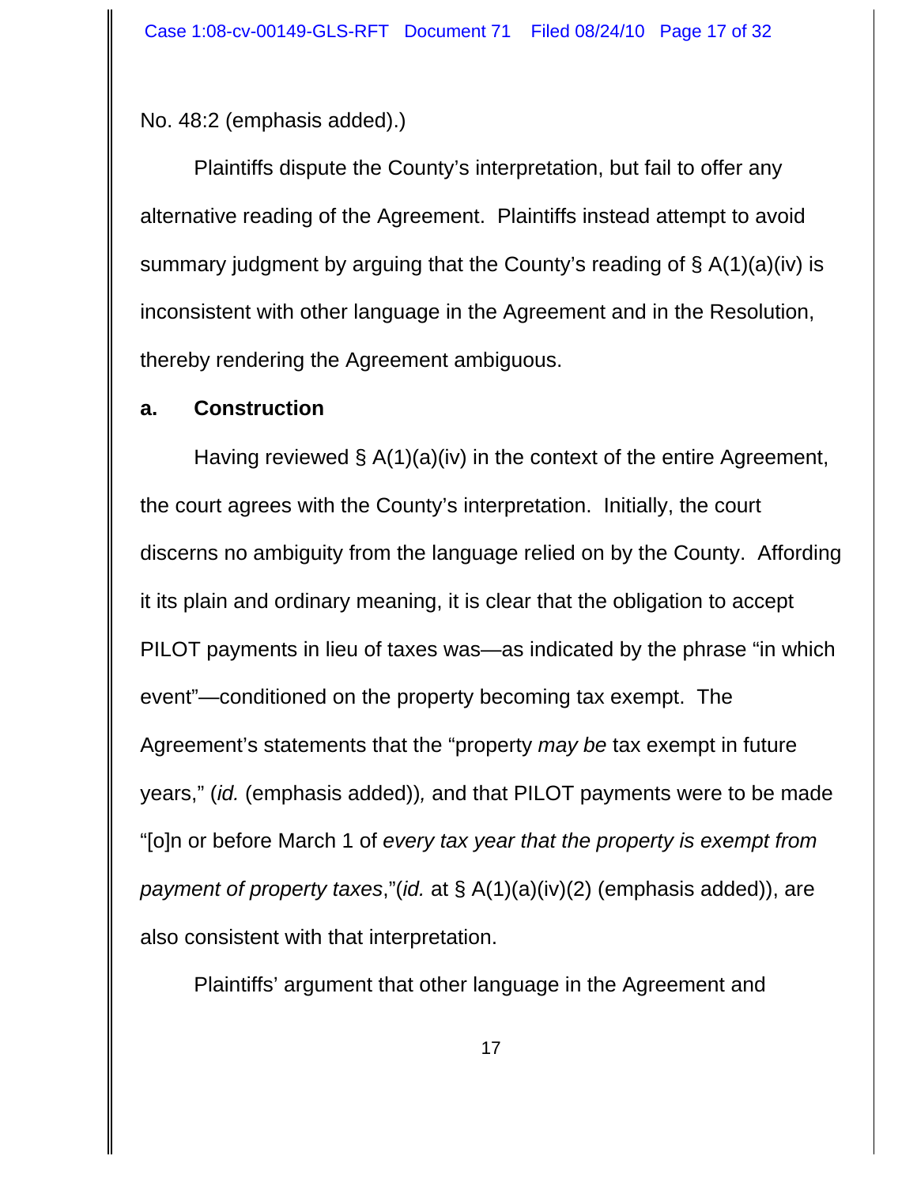No. 48:2 (emphasis added).)

Plaintiffs dispute the County's interpretation, but fail to offer any alternative reading of the Agreement. Plaintiffs instead attempt to avoid summary judgment by arguing that the County's reading of § A(1)(a)(iv) is inconsistent with other language in the Agreement and in the Resolution, thereby rendering the Agreement ambiguous.

**a. Construction**

Having reviewed § A(1)(a)(iv) in the context of the entire Agreement, the court agrees with the County's interpretation. Initially, the court discerns no ambiguity from the language relied on by the County. Affording it its plain and ordinary meaning, it is clear that the obligation to accept PILOT payments in lieu of taxes was—as indicated by the phrase "in which event"—conditioned on the property becoming tax exempt. The Agreement's statements that the "property *may be* tax exempt in future years," (*id.* (emphasis added)), and that PILOT payments were to be made "[o]n or before March 1 of *every tax year that the property is exempt from payment of property taxes*,"(*id.* at § A(1)(a)(iv)(2) (emphasis added)), are also consistent with that interpretation.

Plaintiffs' argument that other language in the Agreement and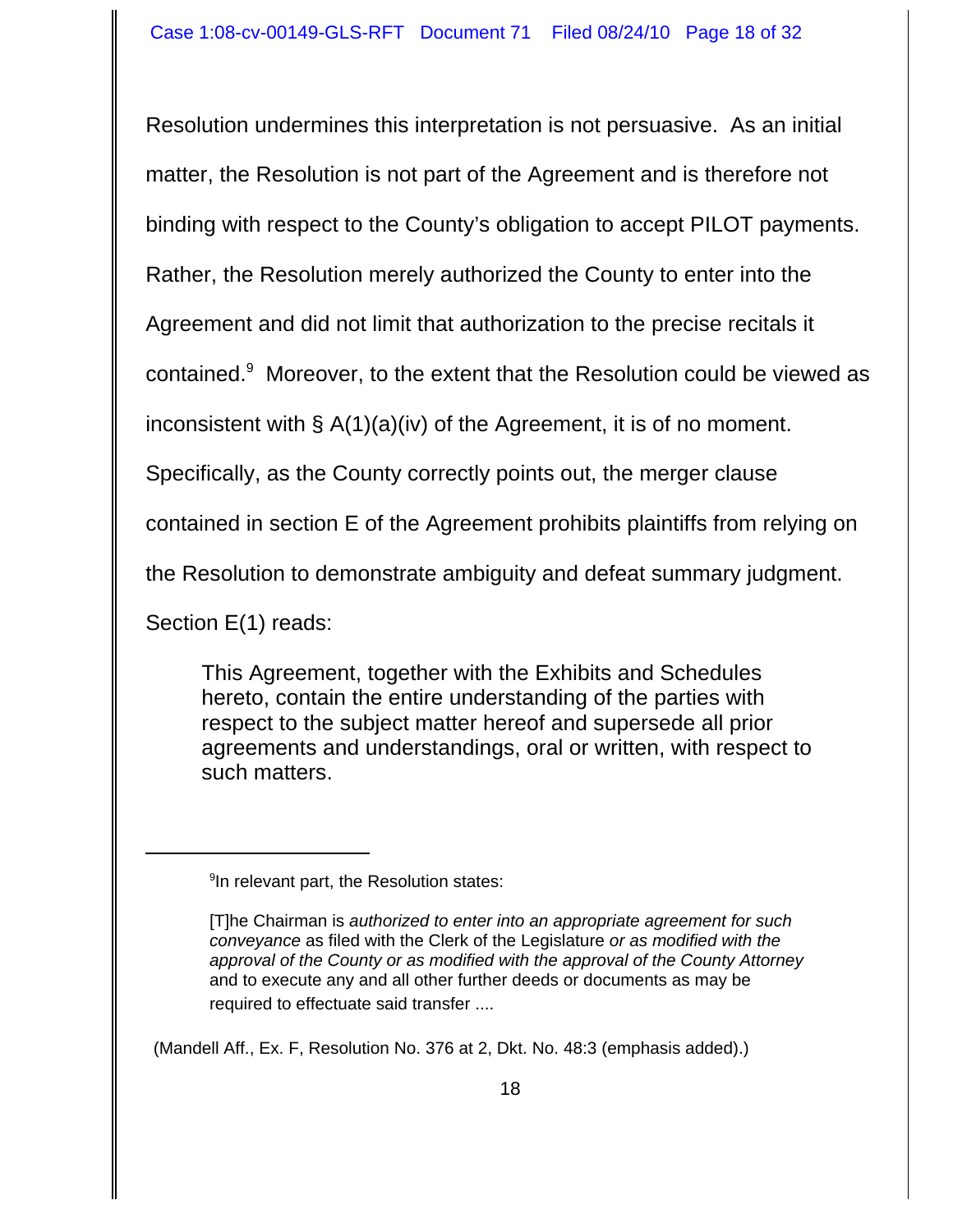Resolution undermines this interpretation is not persuasive. As an initial matter, the Resolution is not part of the Agreement and is therefore not binding with respect to the County's obligation to accept PILOT payments. Rather, the Resolution merely authorized the County to enter into the Agreement and did not limit that authorization to the precise recitals it contained.[9] Moreover, to the extent that the Resolution could be viewed as inconsistent with § A(1)(a)(iv) of the Agreement, it is of no moment. Specifically, as the County correctly points out, the merger clause contained in section E of the Agreement prohibits plaintiffs from relying on the Resolution to demonstrate ambiguity and defeat summary judgment. Section E(1) reads:

> This Agreement, together with the Exhibits and Schedules hereto, contain the entire understanding of the parties with respect to the subject matter hereof and supersede all prior agreements and understandings, oral or written, with respect to such matters.

---

[9] In relevant part, the Resolution states:

> [T]he Chairman is *authorized to enter into an appropriate agreement for such conveyance* as filed with the Clerk of the Legislature *or as modified with the approval of the County or as modified with the approval of the County Attorney* and to execute any and all other further deeds or documents as may be required to effectuate said transfer ....

(Mandell Aff., Ex. F, Resolution No. 376 at 2, Dkt. No. 48:3 (emphasis added).)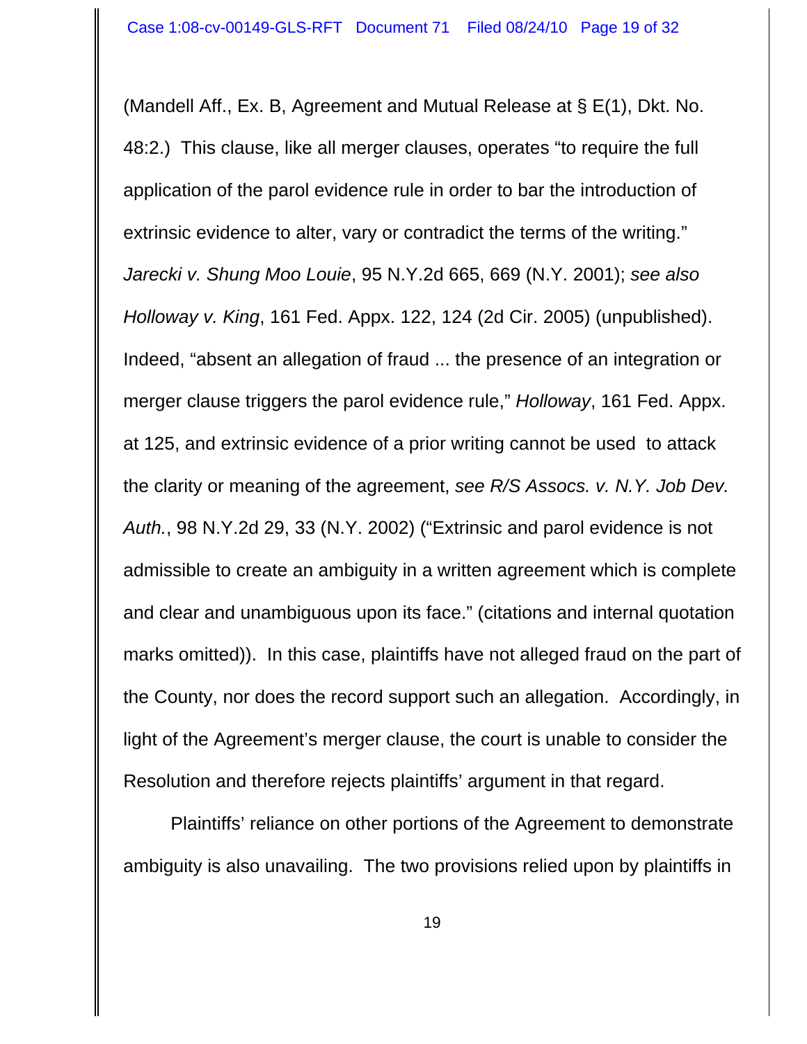(Mandell Aff., Ex. B, Agreement and Mutual Release at § E(1), Dkt. No. 48:2.) This clause, like all merger clauses, operates "to require the full application of the parol evidence rule in order to bar the introduction of extrinsic evidence to alter, vary or contradict the terms of the writing." *Jarecki v. Shung Moo Louie*, 95 N.Y.2d 665, 669 (N.Y. 2001); *see also Holloway v. King*, 161 Fed. Appx. 122, 124 (2d Cir. 2005) (unpublished). Indeed, "absent an allegation of fraud ... the presence of an integration or merger clause triggers the parol evidence rule," *Holloway*, 161 Fed. Appx. at 125, and extrinsic evidence of a prior writing cannot be used to attack the clarity or meaning of the agreement, *see R/S Assocs. v. N.Y. Job Dev. Auth.*, 98 N.Y.2d 29, 33 (N.Y. 2002) ("Extrinsic and parol evidence is not admissible to create an ambiguity in a written agreement which is complete and clear and unambiguous upon its face." (citations and internal quotation marks omitted)). In this case, plaintiffs have not alleged fraud on the part of the County, nor does the record support such an allegation. Accordingly, in light of the Agreement's merger clause, the court is unable to consider the Resolution and therefore rejects plaintiffs' argument in that regard.

Plaintiffs' reliance on other portions of the Agreement to demonstrate ambiguity is also unavailing. The two provisions relied upon by plaintiffs in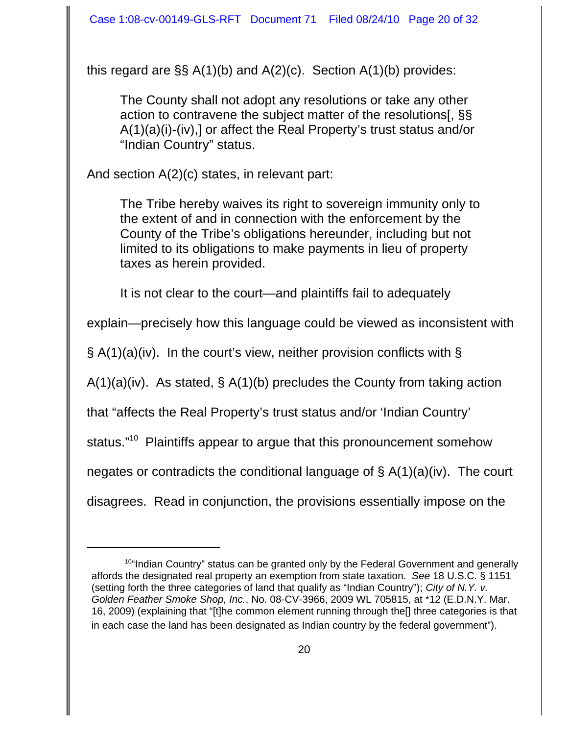this regard are §§ A(1)(b) and A(2)(c). Section A(1)(b) provides:

> The County shall not adopt any resolutions or take any other action to contravene the subject matter of the resolutions[, §§ A(1)(a)(i)-(iv),] or affect the Real Property's trust status and/or "Indian Country" status.

And section A(2)(c) states, in relevant part:

> The Tribe hereby waives its right to sovereign immunity only to the extent of and in connection with the enforcement by the County of the Tribe's obligations hereunder, including but not limited to its obligations to make payments in lieu of property taxes as herein provided.

It is not clear to the court—and plaintiffs fail to adequately explain—precisely how this language could be viewed as inconsistent with § A(1)(a)(iv). In the court's view, neither provision conflicts with § A(1)(a)(iv). As stated, § A(1)(b) precludes the County from taking action that "affects the Real Property's trust status and/or 'Indian Country' status."[10] Plaintiffs appear to argue that this pronouncement somehow negates or contradicts the conditional language of § A(1)(a)(iv). The court disagrees. Read in conjunction, the provisions essentially impose on the

---

[10] "Indian Country" status can be granted only by the Federal Government and generally affords the designated real property an exemption from state taxation. *See* 18 U.S.C. § 1151 (setting forth the three categories of land that qualify as "Indian Country"); *City of N.Y. v. Golden Feather Smoke Shop, Inc.*, No. 08-CV-3966, 2009 WL 705815, at *12 (E.D.N.Y. Mar. 16, 2009) (explaining that "[t]he common element running through the[] three categories is that in each case the land has been designated as Indian country by the federal government").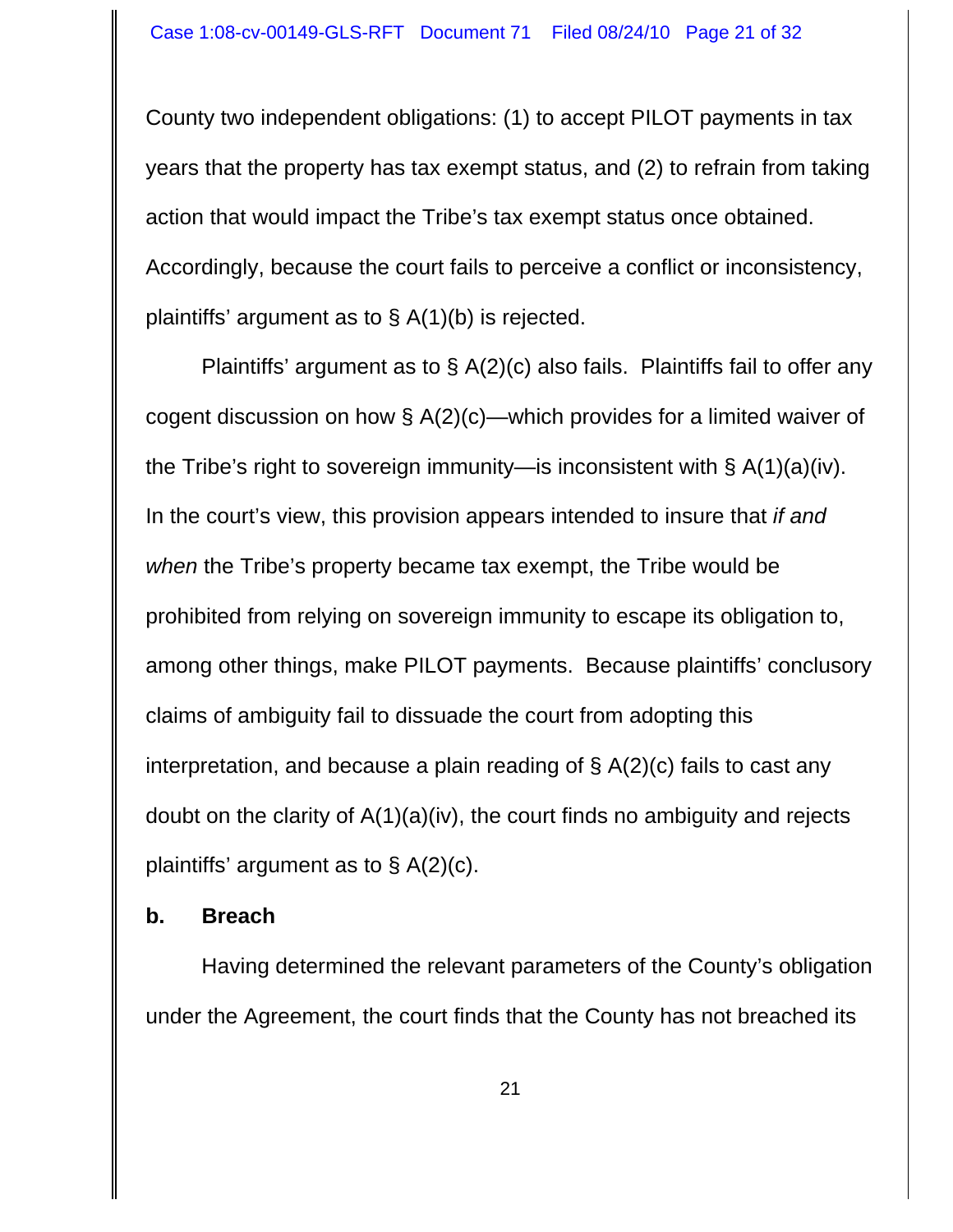County two independent obligations: (1) to accept PILOT payments in tax years that the property has tax exempt status, and (2) to refrain from taking action that would impact the Tribe's tax exempt status once obtained. Accordingly, because the court fails to perceive a conflict or inconsistency, plaintiffs' argument as to § A(1)(b) is rejected.

Plaintiffs' argument as to § A(2)(c) also fails. Plaintiffs fail to offer any cogent discussion on how § A(2)(c)—which provides for a limited waiver of the Tribe's right to sovereign immunity—is inconsistent with § A(1)(a)(iv). In the court's view, this provision appears intended to insure that *if and when* the Tribe's property became tax exempt, the Tribe would be prohibited from relying on sovereign immunity to escape its obligation to, among other things, make PILOT payments. Because plaintiffs' conclusory claims of ambiguity fail to dissuade the court from adopting this interpretation, and because a plain reading of § A(2)(c) fails to cast any doubt on the clarity of A(1)(a)(iv), the court finds no ambiguity and rejects plaintiffs' argument as to § A(2)(c).

**b. Breach**

Having determined the relevant parameters of the County's obligation under the Agreement, the court finds that the County has not breached its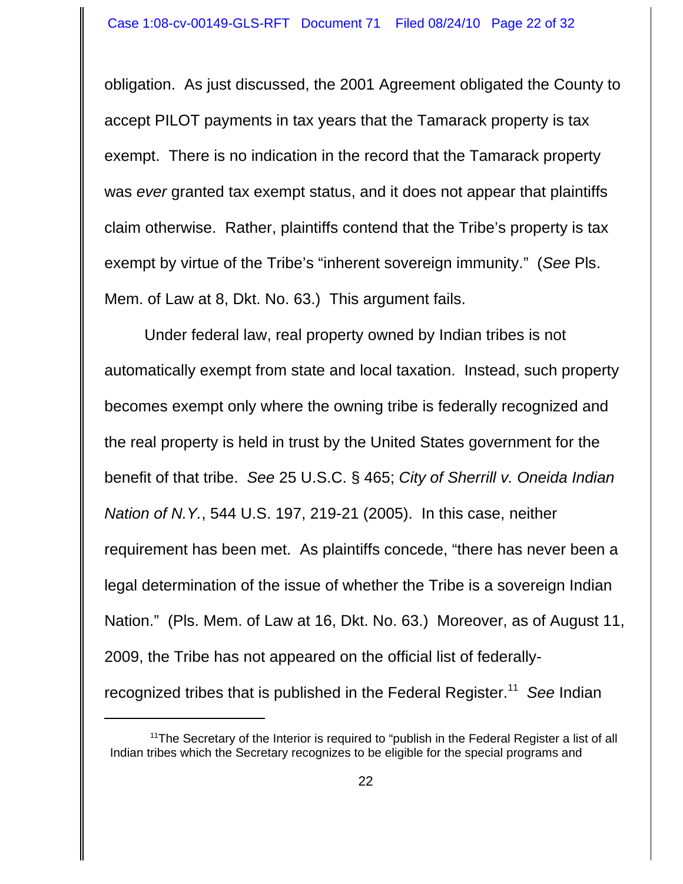obligation. As just discussed, the 2001 Agreement obligated the County to accept PILOT payments in tax years that the Tamarack property is tax exempt. There is no indication in the record that the Tamarack property was *ever* granted tax exempt status, and it does not appear that plaintiffs claim otherwise. Rather, plaintiffs contend that the Tribe's property is tax exempt by virtue of the Tribe's "inherent sovereign immunity." (*See* Pls. Mem. of Law at 8, Dkt. No. 63.) This argument fails.

Under federal law, real property owned by Indian tribes is not automatically exempt from state and local taxation. Instead, such property becomes exempt only where the owning tribe is federally recognized and the real property is held in trust by the United States government for the benefit of that tribe. *See* 25 U.S.C. § 465; *City of Sherrill v. Oneida Indian Nation of N.Y.*, 544 U.S. 197, 219-21 (2005). In this case, neither requirement has been met. As plaintiffs concede, "there has never been a legal determination of the issue of whether the Tribe is a sovereign Indian Nation." (Pls. Mem. of Law at 16, Dkt. No. 63.) Moreover, as of August 11, 2009, the Tribe has not appeared on the official list of federally-recognized tribes that is published in the Federal Register.[11] *See* Indian

---

[11]The Secretary of the Interior is required to "publish in the Federal Register a list of all Indian tribes which the Secretary recognizes to be eligible for the special programs and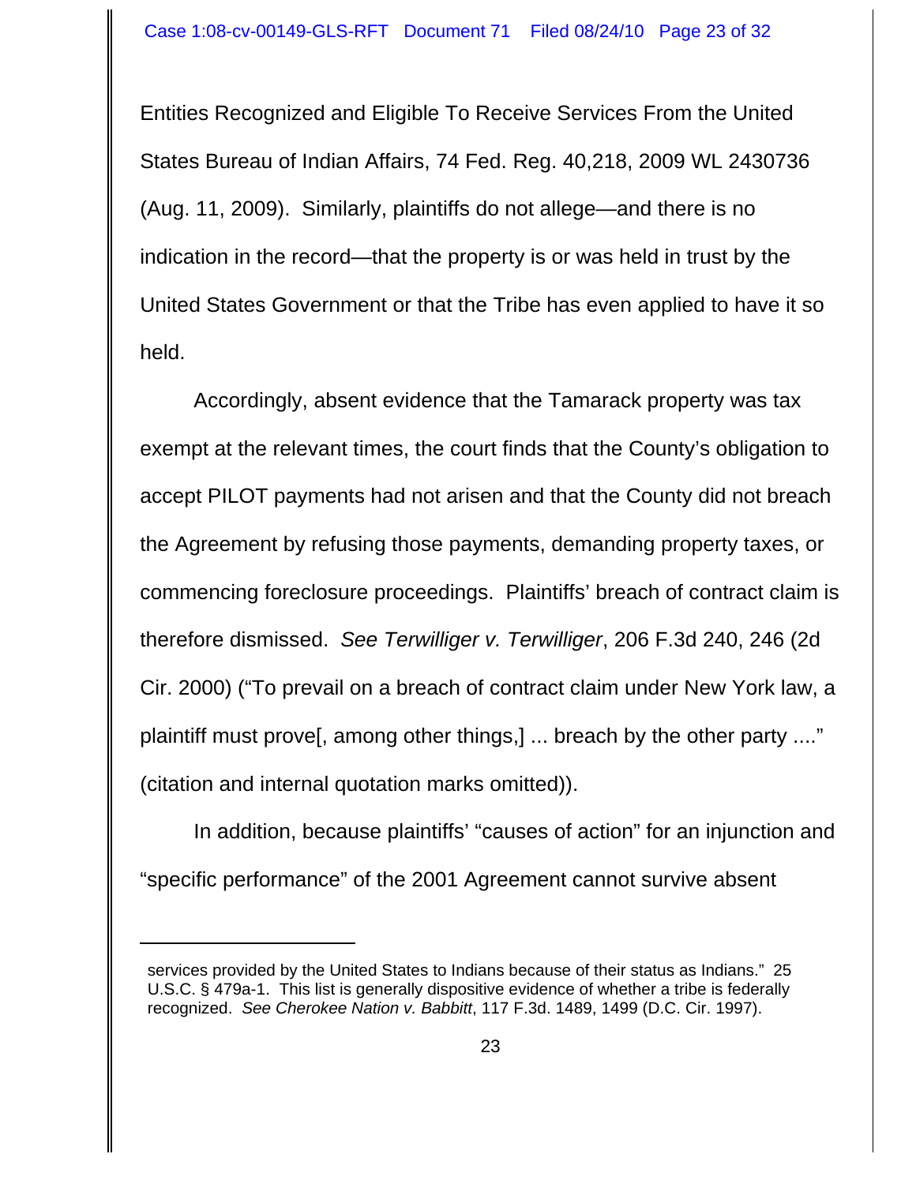Entities Recognized and Eligible To Receive Services From the United States Bureau of Indian Affairs, 74 Fed. Reg. 40,218, 2009 WL 2430736 (Aug. 11, 2009). Similarly, plaintiffs do not allege—and there is no indication in the record—that the property is or was held in trust by the United States Government or that the Tribe has even applied to have it so held.

Accordingly, absent evidence that the Tamarack property was tax exempt at the relevant times, the court finds that the County's obligation to accept PILOT payments had not arisen and that the County did not breach the Agreement by refusing those payments, demanding property taxes, or commencing foreclosure proceedings. Plaintiffs' breach of contract claim is therefore dismissed. *See Terwilliger v. Terwilliger*, 206 F.3d 240, 246 (2d Cir. 2000) ("To prevail on a breach of contract claim under New York law, a plaintiff must prove[, among other things,] ... breach by the other party ...." (citation and internal quotation marks omitted)).

In addition, because plaintiffs' "causes of action" for an injunction and "specific performance" of the 2001 Agreement cannot survive absent

services provided by the United States to Indians because of their status as Indians." 25 U.S.C. § 479a-1. This list is generally dispositive evidence of whether a tribe is federally recognized. *See Cherokee Nation v. Babbitt*, 117 F.3d. 1489, 1499 (D.C. Cir. 1997).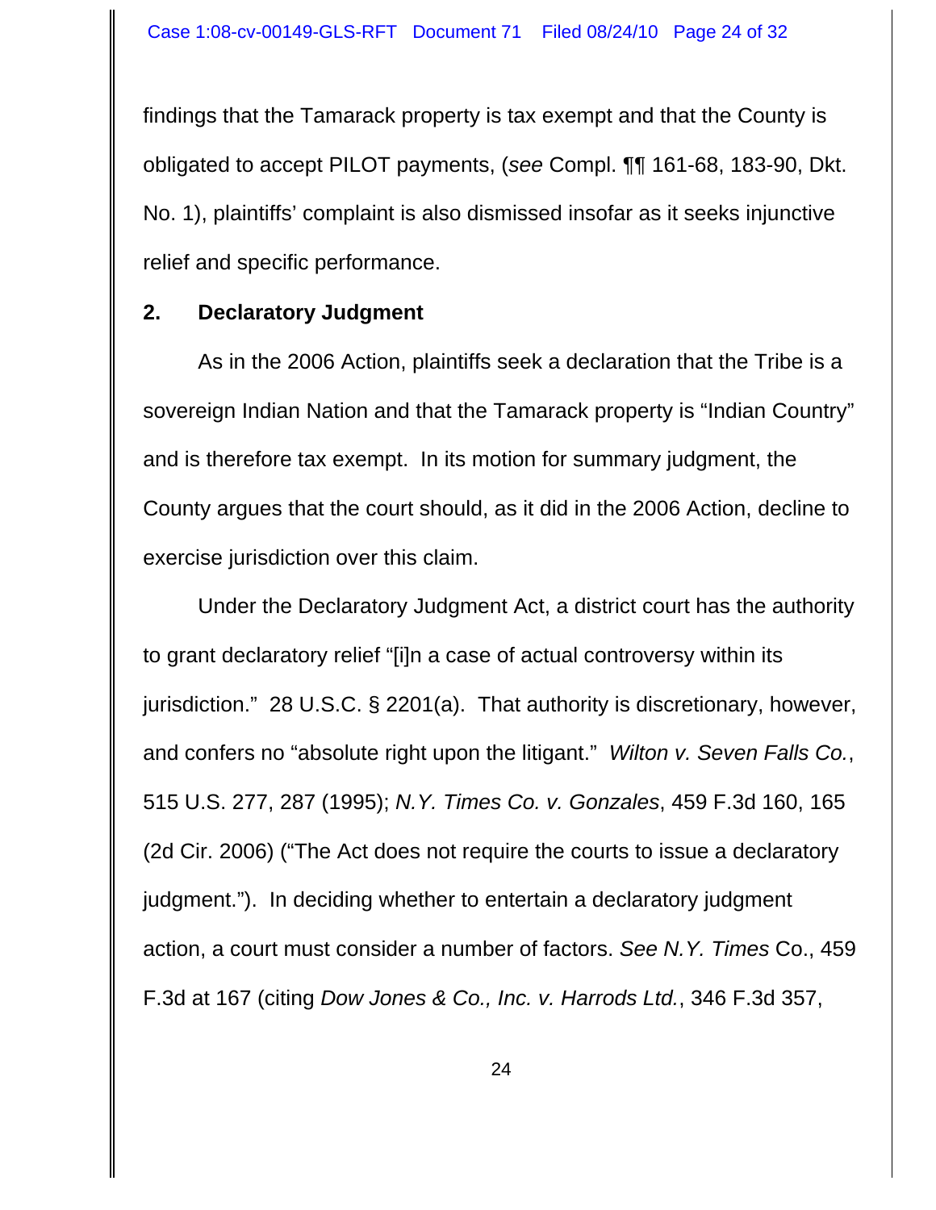findings that the Tamarack property is tax exempt and that the County is obligated to accept PILOT payments, (*see* Compl. ¶¶ 161-68, 183-90, Dkt. No. 1), plaintiffs' complaint is also dismissed insofar as it seeks injunctive relief and specific performance.

**2. Declaratory Judgment**

As in the 2006 Action, plaintiffs seek a declaration that the Tribe is a sovereign Indian Nation and that the Tamarack property is "Indian Country" and is therefore tax exempt. In its motion for summary judgment, the County argues that the court should, as it did in the 2006 Action, decline to exercise jurisdiction over this claim.

Under the Declaratory Judgment Act, a district court has the authority to grant declaratory relief "[i]n a case of actual controversy within its jurisdiction." 28 U.S.C. § 2201(a). That authority is discretionary, however, and confers no "absolute right upon the litigant." *Wilton v. Seven Falls Co.*, 515 U.S. 277, 287 (1995); *N.Y. Times Co. v. Gonzales*, 459 F.3d 160, 165 (2d Cir. 2006) ("The Act does not require the courts to issue a declaratory judgment."). In deciding whether to entertain a declaratory judgment action, a court must consider a number of factors. *See N.Y. Times* Co., 459 F.3d at 167 (citing *Dow Jones & Co., Inc. v. Harrods Ltd.*, 346 F.3d 357,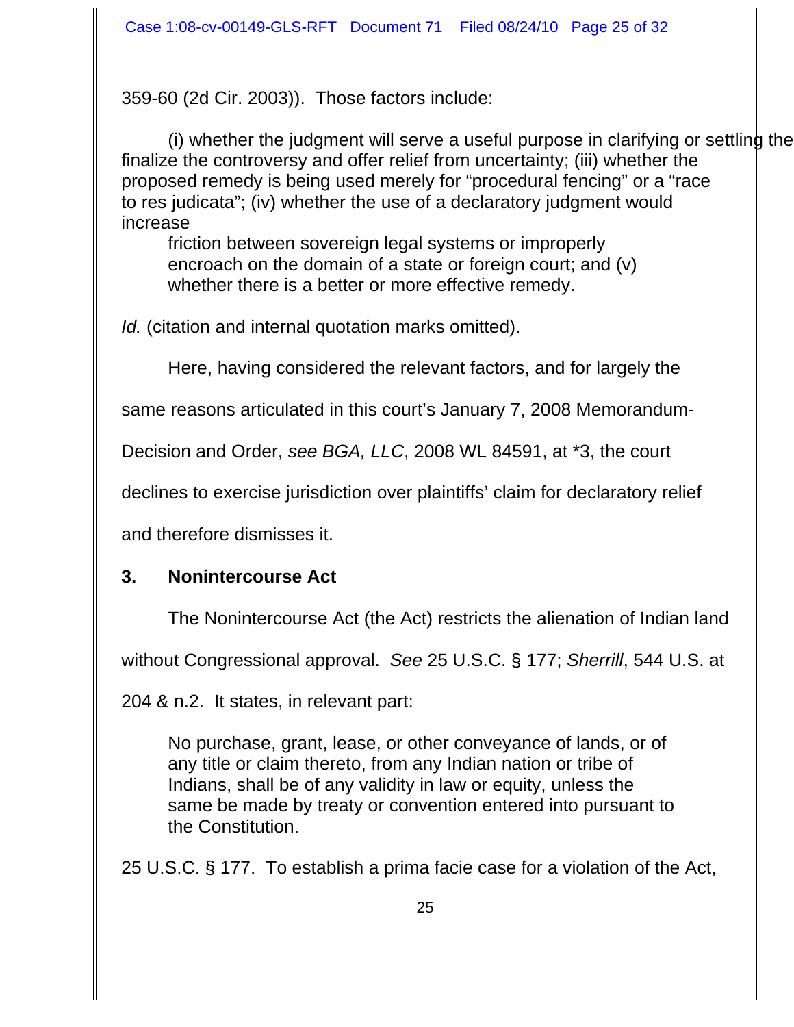359-60 (2d Cir. 2003)). Those factors include:

> (i) whether the judgment will serve a useful purpose in clarifying or settling the finalize the controversy and offer relief from uncertainty; (iii) whether the proposed remedy is being used merely for "procedural fencing" or a "race to res judicata"; (iv) whether the use of a declaratory judgment would increase friction between sovereign legal systems or improperly encroach on the domain of a state or foreign court; and (v) whether there is a better or more effective remedy.

*Id.* (citation and internal quotation marks omitted).

Here, having considered the relevant factors, and for largely the same reasons articulated in this court's January 7, 2008 Memorandum-Decision and Order, *see BGA, LLC*, 2008 WL 84591, at *3, the court declines to exercise jurisdiction over plaintiffs' claim for declaratory relief and therefore dismisses it.

### 3. Nonintercourse Act

The Nonintercourse Act (the Act) restricts the alienation of Indian land without Congressional approval. *See* 25 U.S.C. § 177; *Sherrill*, 544 U.S. at 204 & n.2. It states, in relevant part:

> No purchase, grant, lease, or other conveyance of lands, or of any title or claim thereto, from any Indian nation or tribe of Indians, shall be of any validity in law or equity, unless the same be made by treaty or convention entered into pursuant to the Constitution.

25 U.S.C. § 177. To establish a prima facie case for a violation of the Act,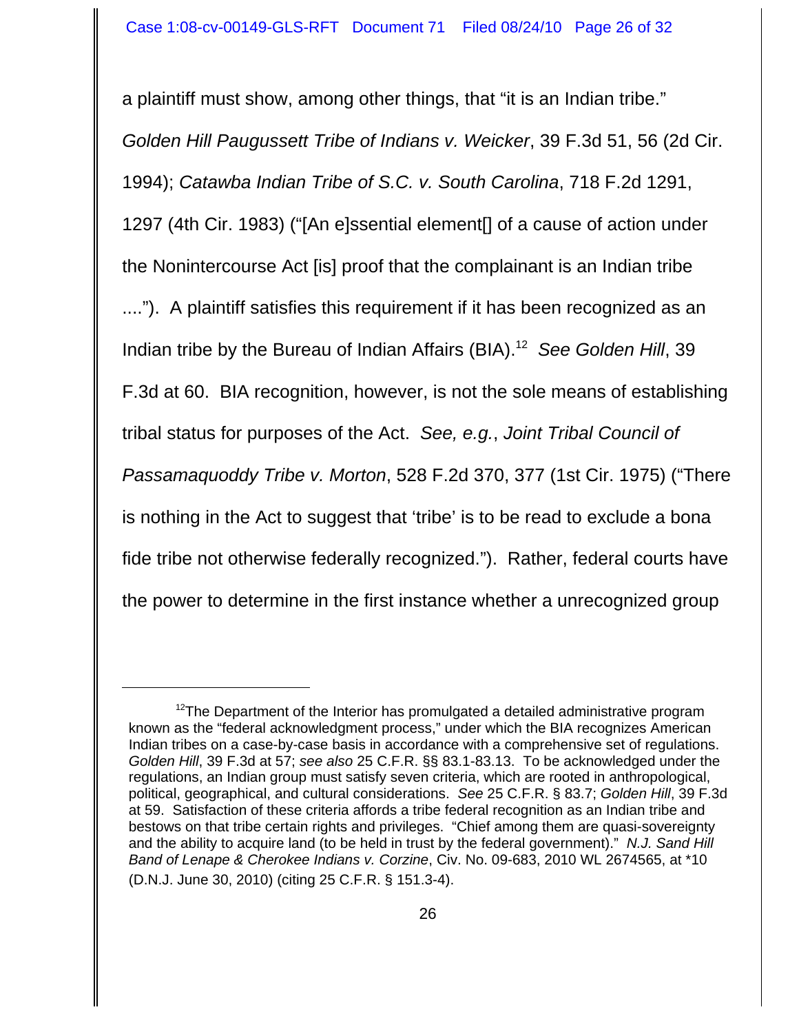a plaintiff must show, among other things, that "it is an Indian tribe." *Golden Hill Paugussett Tribe of Indians v. Weicker*, 39 F.3d 51, 56 (2d Cir. 1994); *Catawba Indian Tribe of S.C. v. South Carolina*, 718 F.2d 1291, 1297 (4th Cir. 1983) ("[An e]ssential element[] of a cause of action under the Nonintercourse Act [is] proof that the complainant is an Indian tribe ...."). A plaintiff satisfies this requirement if it has been recognized as an Indian tribe by the Bureau of Indian Affairs (BIA).[12] *See Golden Hill*, 39 F.3d at 60. BIA recognition, however, is not the sole means of establishing tribal status for purposes of the Act. *See, e.g.*, *Joint Tribal Council of Passamaquoddy Tribe v. Morton*, 528 F.2d 370, 377 (1st Cir. 1975) ("There is nothing in the Act to suggest that 'tribe' is to be read to exclude a bona fide tribe not otherwise federally recognized."). Rather, federal courts have the power to determine in the first instance whether a unrecognized group

---

[12] The Department of the Interior has promulgated a detailed administrative program known as the "federal acknowledgment process," under which the BIA recognizes American Indian tribes on a case-by-case basis in accordance with a comprehensive set of regulations. *Golden Hill*, 39 F.3d at 57; *see also* 25 C.F.R. §§ 83.1-83.13. To be acknowledged under the regulations, an Indian group must satisfy seven criteria, which are rooted in anthropological, political, geographical, and cultural considerations. *See* 25 C.F.R. § 83.7; *Golden Hill*, 39 F.3d at 59. Satisfaction of these criteria affords a tribe federal recognition as an Indian tribe and bestows on that tribe certain rights and privileges. "Chief among them are quasi-sovereignty and the ability to acquire land (to be held in trust by the federal government)." *N.J. Sand Hill Band of Lenape & Cherokee Indians v. Corzine*, Civ. No. 09-683, 2010 WL 2674565, at *10 (D.N.J. June 30, 2010) (citing 25 C.F.R. § 151.3-4).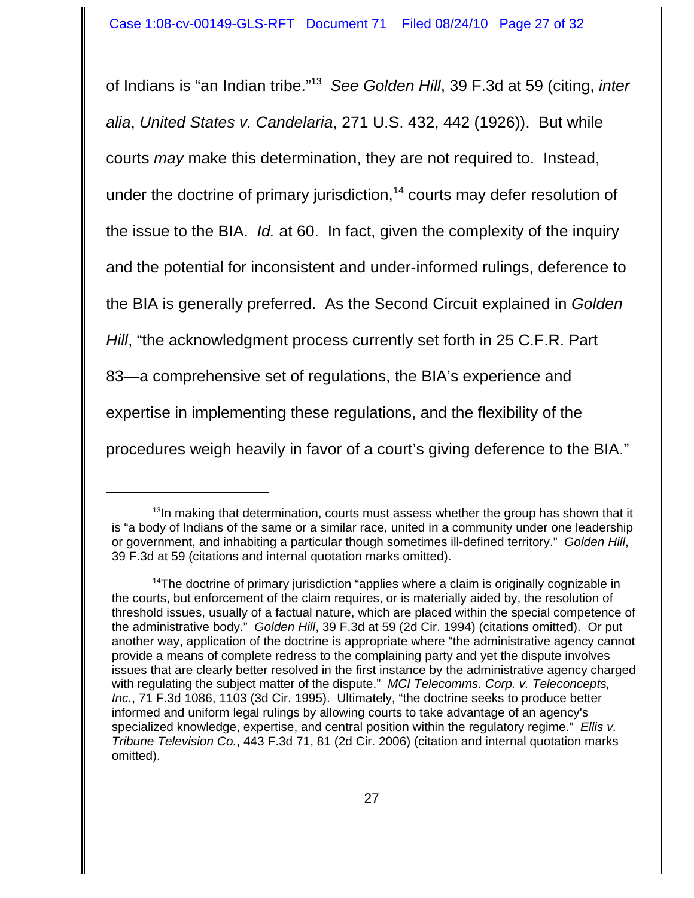of Indians is "an Indian tribe."[13] *See Golden Hill*, 39 F.3d at 59 (citing, *inter alia*, *United States v. Candelaria*, 271 U.S. 432, 442 (1926)). But while courts *may* make this determination, they are not required to. Instead, under the doctrine of primary jurisdiction,[14] courts may defer resolution of the issue to the BIA. *Id.* at 60. In fact, given the complexity of the inquiry and the potential for inconsistent and under-informed rulings, deference to the BIA is generally preferred. As the Second Circuit explained in *Golden Hill*, "the acknowledgment process currently set forth in 25 C.F.R. Part 83—a comprehensive set of regulations, the BIA's experience and expertise in implementing these regulations, and the flexibility of the procedures weigh heavily in favor of a court's giving deference to the BIA."

---

[13]In making that determination, courts must assess whether the group has shown that it is "a body of Indians of the same or a similar race, united in a community under one leadership or government, and inhabiting a particular though sometimes ill-defined territory." *Golden Hill*, 39 F.3d at 59 (citations and internal quotation marks omitted).

[14]The doctrine of primary jurisdiction "applies where a claim is originally cognizable in the courts, but enforcement of the claim requires, or is materially aided by, the resolution of threshold issues, usually of a factual nature, which are placed within the special competence of the administrative body." *Golden Hill*, 39 F.3d at 59 (2d Cir. 1994) (citations omitted). Or put another way, application of the doctrine is appropriate where "the administrative agency cannot provide a means of complete redress to the complaining party and yet the dispute involves issues that are clearly better resolved in the first instance by the administrative agency charged with regulating the subject matter of the dispute." *MCI Telecomms. Corp. v. Teleconcepts, Inc.*, 71 F.3d 1086, 1103 (3d Cir. 1995). Ultimately, "the doctrine seeks to produce better informed and uniform legal rulings by allowing courts to take advantage of an agency's specialized knowledge, expertise, and central position within the regulatory regime." *Ellis v. Tribune Television Co.*, 443 F.3d 71, 81 (2d Cir. 2006) (citation and internal quotation marks omitted).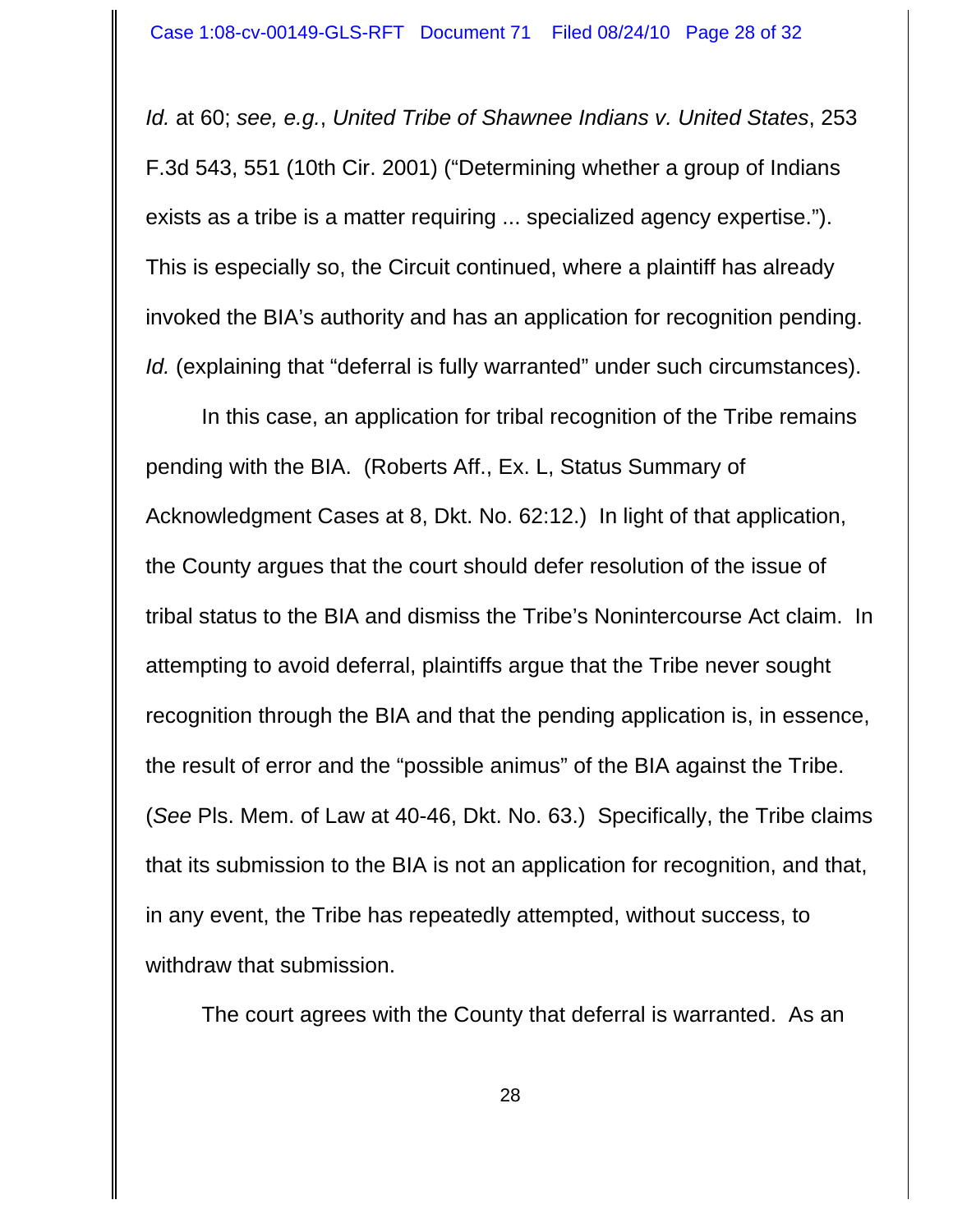*Id.* at 60; *see, e.g.*, *United Tribe of Shawnee Indians v. United States*, 253 F.3d 543, 551 (10th Cir. 2001) ("Determining whether a group of Indians exists as a tribe is a matter requiring ... specialized agency expertise."). This is especially so, the Circuit continued, where a plaintiff has already invoked the BIA's authority and has an application for recognition pending. *Id.* (explaining that "deferral is fully warranted" under such circumstances).

In this case, an application for tribal recognition of the Tribe remains pending with the BIA. (Roberts Aff., Ex. L, Status Summary of Acknowledgment Cases at 8, Dkt. No. 62:12.) In light of that application, the County argues that the court should defer resolution of the issue of tribal status to the BIA and dismiss the Tribe's Nonintercourse Act claim. In attempting to avoid deferral, plaintiffs argue that the Tribe never sought recognition through the BIA and that the pending application is, in essence, the result of error and the "possible animus" of the BIA against the Tribe. (*See* Pls. Mem. of Law at 40-46, Dkt. No. 63.) Specifically, the Tribe claims that its submission to the BIA is not an application for recognition, and that, in any event, the Tribe has repeatedly attempted, without success, to withdraw that submission.

The court agrees with the County that deferral is warranted. As an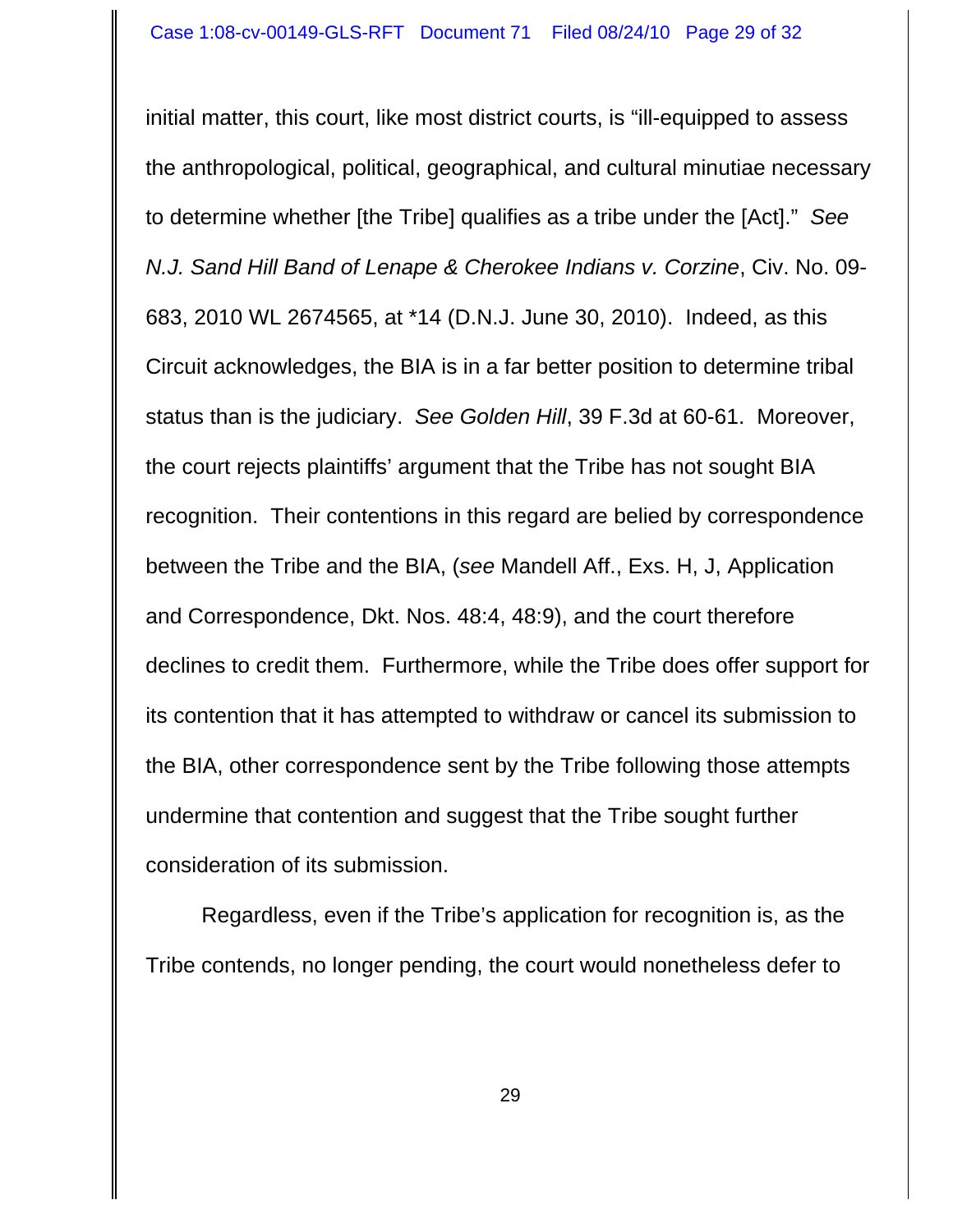initial matter, this court, like most district courts, is "ill-equipped to assess the anthropological, political, geographical, and cultural minutiae necessary to determine whether [the Tribe] qualifies as a tribe under the [Act]." *See N.J. Sand Hill Band of Lenape & Cherokee Indians v. Corzine*, Civ. No. 09-683, 2010 WL 2674565, at *14 (D.N.J. June 30, 2010). Indeed, as this Circuit acknowledges, the BIA is in a far better position to determine tribal status than is the judiciary. *See Golden Hill*, 39 F.3d at 60-61. Moreover, the court rejects plaintiffs' argument that the Tribe has not sought BIA recognition. Their contentions in this regard are belied by correspondence between the Tribe and the BIA, (*see* Mandell Aff., Exs. H, J, Application and Correspondence, Dkt. Nos. 48:4, 48:9), and the court therefore declines to credit them. Furthermore, while the Tribe does offer support for its contention that it has attempted to withdraw or cancel its submission to the BIA, other correspondence sent by the Tribe following those attempts undermine that contention and suggest that the Tribe sought further consideration of its submission.

Regardless, even if the Tribe's application for recognition is, as the Tribe contends, no longer pending, the court would nonetheless defer to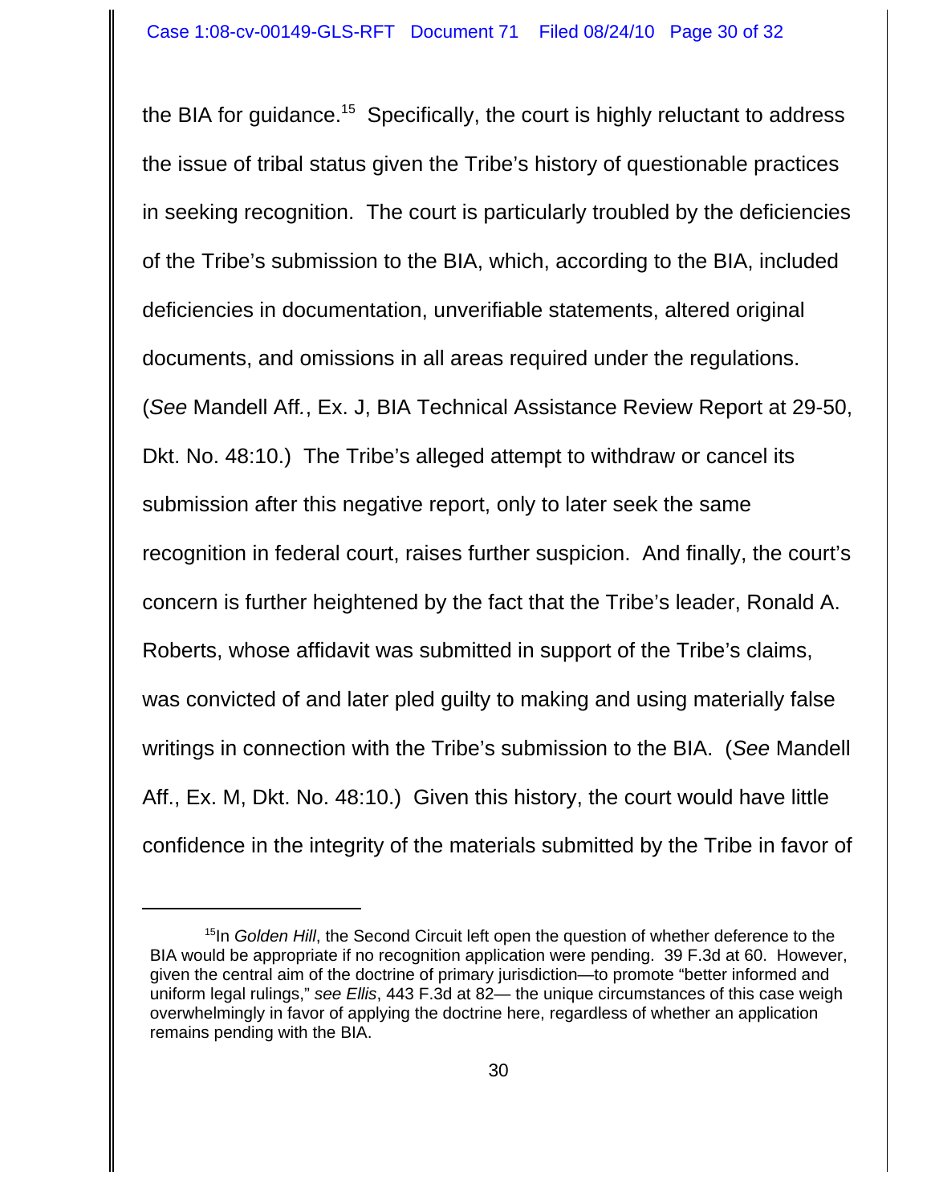the BIA for guidance.[15] Specifically, the court is highly reluctant to address the issue of tribal status given the Tribe's history of questionable practices in seeking recognition. The court is particularly troubled by the deficiencies of the Tribe's submission to the BIA, which, according to the BIA, included deficiencies in documentation, unverifiable statements, altered original documents, and omissions in all areas required under the regulations. (*See* Mandell Aff., Ex. J, BIA Technical Assistance Review Report at 29-50, Dkt. No. 48:10.) The Tribe's alleged attempt to withdraw or cancel its submission after this negative report, only to later seek the same recognition in federal court, raises further suspicion. And finally, the court's concern is further heightened by the fact that the Tribe's leader, Ronald A. Roberts, whose affidavit was submitted in support of the Tribe's claims, was convicted of and later pled guilty to making and using materially false writings in connection with the Tribe's submission to the BIA. (*See* Mandell Aff., Ex. M, Dkt. No. 48:10.) Given this history, the court would have little confidence in the integrity of the materials submitted by the Tribe in favor of

---

[15]In *Golden Hill*, the Second Circuit left open the question of whether deference to the BIA would be appropriate if no recognition application were pending. 39 F.3d at 60. However, given the central aim of the doctrine of primary jurisdiction—to promote "better informed and uniform legal rulings," *see Ellis*, 443 F.3d at 82— the unique circumstances of this case weigh overwhelmingly in favor of applying the doctrine here, regardless of whether an application remains pending with the BIA.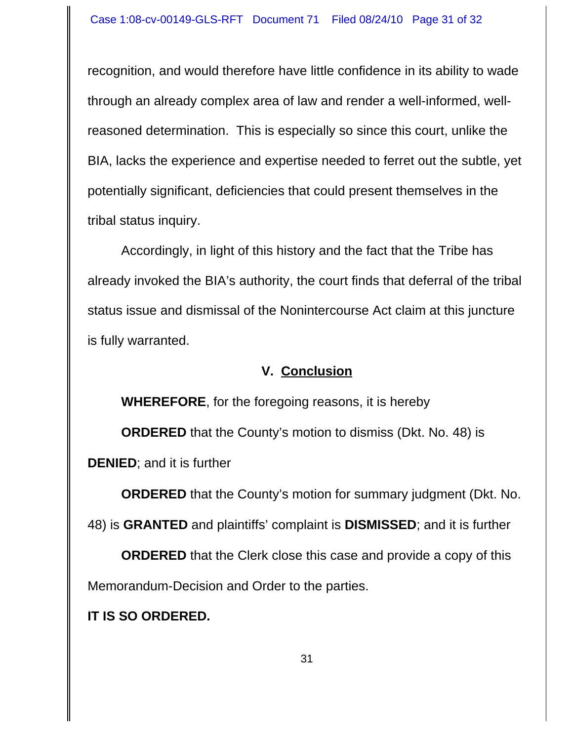recognition, and would therefore have little confidence in its ability to wade through an already complex area of law and render a well-informed, well-reasoned determination. This is especially so since this court, unlike the BIA, lacks the experience and expertise needed to ferret out the subtle, yet potentially significant, deficiencies that could present themselves in the tribal status inquiry.

Accordingly, in light of this history and the fact that the Tribe has already invoked the BIA's authority, the court finds that deferral of the tribal status issue and dismissal of the Nonintercourse Act claim at this juncture is fully warranted.

## V. Conclusion

**WHEREFORE**, for the foregoing reasons, it is hereby

**ORDERED** that the County's motion to dismiss (Dkt. No. 48) is **DENIED**; and it is further

**ORDERED** that the County's motion for summary judgment (Dkt. No. 48) is **GRANTED** and plaintiffs' complaint is **DISMISSED**; and it is further

**ORDERED** that the Clerk close this case and provide a copy of this Memorandum-Decision and Order to the parties.

**IT IS SO ORDERED.**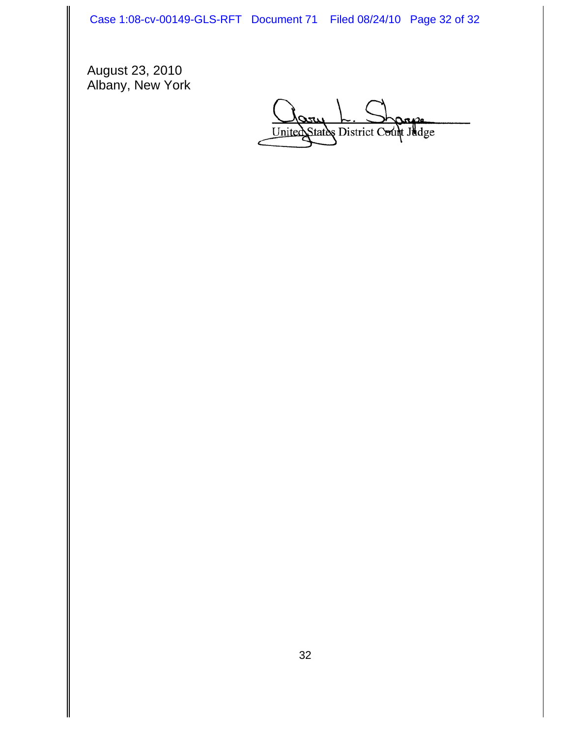August 23, 2010
Albany, New York

United States District Court Judge